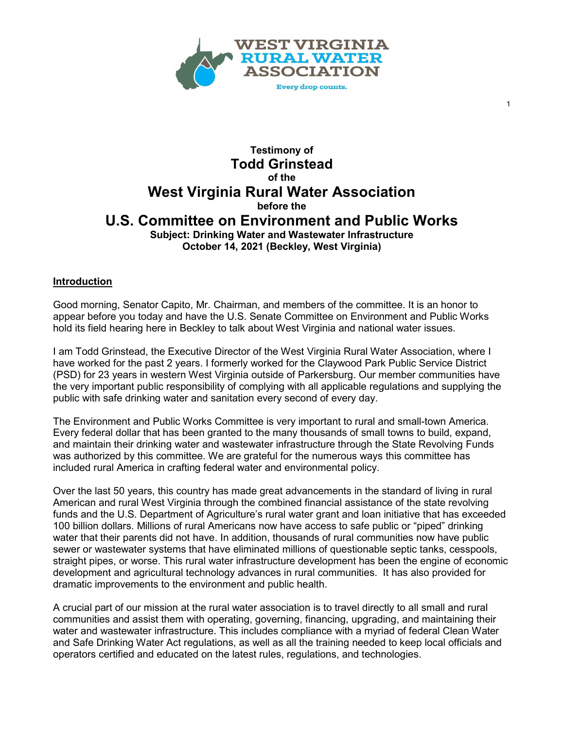**Testimony of**

# Todd Grinstead

**of the**

## West Virginia Rural Water Association

**before the**

## U.S. Committee on Environment and Public Works

**Subject: Drinking Water and Wastewater Infrastructure**
**October 14, 2021 (Beckley, West Virginia)**

### Introduction

Good morning, Senator Capito, Mr. Chairman, and members of the committee. It is an honor to appear before you today and have the U.S. Senate Committee on Environment and Public Works hold its field hearing here in Beckley to talk about West Virginia and national water issues.

I am Todd Grinstead, the Executive Director of the West Virginia Rural Water Association, where I have worked for the past 2 years. I formerly worked for the Claywood Park Public Service District (PSD) for 23 years in western West Virginia outside of Parkersburg. Our member communities have the very important public responsibility of complying with all applicable regulations and supplying the public with safe drinking water and sanitation every second of every day.

The Environment and Public Works Committee is very important to rural and small-town America. Every federal dollar that has been granted to the many thousands of small towns to build, expand, and maintain their drinking water and wastewater infrastructure through the State Revolving Funds was authorized by this committee. We are grateful for the numerous ways this committee has included rural America in crafting federal water and environmental policy.

Over the last 50 years, this country has made great advancements in the standard of living in rural American and rural West Virginia through the combined financial assistance of the state revolving funds and the U.S. Department of Agriculture's rural water grant and loan initiative that has exceeded 100 billion dollars. Millions of rural Americans now have access to safe public or "piped" drinking water that their parents did not have. In addition, thousands of rural communities now have public sewer or wastewater systems that have eliminated millions of questionable septic tanks, cesspools, straight pipes, or worse. This rural water infrastructure development has been the engine of economic development and agricultural technology advances in rural communities. It has also provided for dramatic improvements to the environment and public health.

A crucial part of our mission at the rural water association is to travel directly to all small and rural communities and assist them with operating, governing, financing, upgrading, and maintaining their water and wastewater infrastructure. This includes compliance with a myriad of federal Clean Water and Safe Drinking Water Act regulations, as well as all the training needed to keep local officials and operators certified and educated on the latest rules, regulations, and technologies.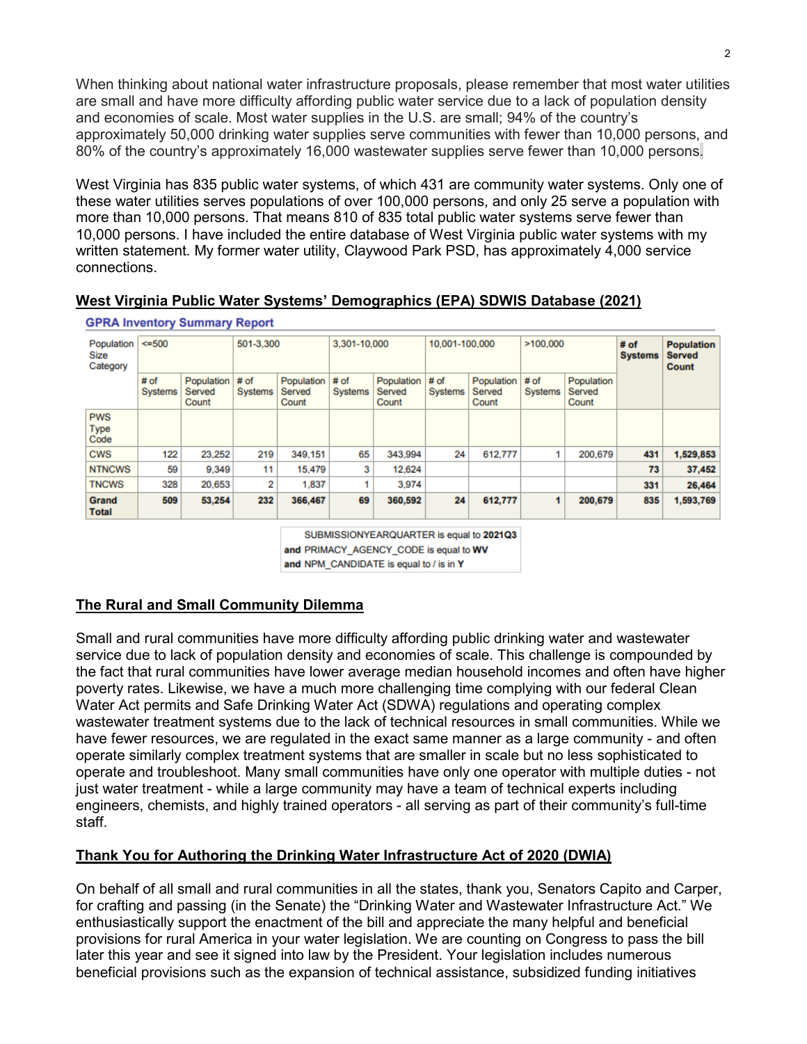When thinking about national water infrastructure proposals, please remember that most water utilities are small and have more difficulty affording public water service due to a lack of population density and economies of scale. Most water supplies in the U.S. are small; 94% of the country's approximately 50,000 drinking water supplies serve communities with fewer than 10,000 persons, and 80% of the country's approximately 16,000 wastewater supplies serve fewer than 10,000 persons.

West Virginia has 835 public water systems, of which 431 are community water systems. Only one of these water utilities serves populations of over 100,000 persons, and only 25 serve a population with more than 10,000 persons. That means 810 of 835 total public water systems serve fewer than 10,000 persons. I have included the entire database of West Virginia public water systems with my written statement. My former water utility, Claywood Park PSD, has approximately 4,000 service connections.

## West Virginia Public Water Systems' Demographics (EPA) SDWIS Database (2021)

**GPRA Inventory Summary Report**

| Population Size Category | <=500 | | 501-3,300 | | 3,301-10,000 | | 10,001-100,000 | | >100,000 | | # of Systems | Population Served Count |
|---|---|---|---|---|---|---|---|---|---|---|---|---|
| | # of Systems | Population Served Count | # of Systems | Population Served Count | # of Systems | Population Served Count | # of Systems | Population Served Count | # of Systems | Population Served Count | | |
| PWS Type Code | | | | | | | | | | | | |
| CWS | 122 | 23,252 | 219 | 349,151 | 65 | 343,994 | 24 | 612,777 | 1 | 200,679 | **431** | **1,529,853** |
| NTNCWS | 59 | 9,349 | 11 | 15,479 | 3 | 12,624 | | | | | **73** | **37,452** |
| TNCWS | 328 | 20,653 | 2 | 1,837 | 1 | 3,974 | | | | | **331** | **26,464** |
| **Grand Total** | **509** | **53,254** | **232** | **366,467** | **69** | **360,592** | **24** | **612,777** | **1** | **200,679** | **835** | **1,593,769** |

SUBMISSIONYEARQUARTER is equal to **2021Q3**
**and** PRIMACY_AGENCY_CODE is equal to **WV**
**and** NPM_CANDIDATE is equal to / is in **Y**

## The Rural and Small Community Dilemma

Small and rural communities have more difficulty affording public drinking water and wastewater service due to lack of population density and economies of scale. This challenge is compounded by the fact that rural communities have lower average median household incomes and often have higher poverty rates. Likewise, we have a much more challenging time complying with our federal Clean Water Act permits and Safe Drinking Water Act (SDWA) regulations and operating complex wastewater treatment systems due to the lack of technical resources in small communities. While we have fewer resources, we are regulated in the exact same manner as a large community - and often operate similarly complex treatment systems that are smaller in scale but no less sophisticated to operate and troubleshoot. Many small communities have only one operator with multiple duties - not just water treatment - while a large community may have a team of technical experts including engineers, chemists, and highly trained operators - all serving as part of their community's full-time staff.

## Thank You for Authoring the Drinking Water Infrastructure Act of 2020 (DWIA)

On behalf of all small and rural communities in all the states, thank you, Senators Capito and Carper, for crafting and passing (in the Senate) the "Drinking Water and Wastewater Infrastructure Act." We enthusiastically support the enactment of the bill and appreciate the many helpful and beneficial provisions for rural America in your water legislation. We are counting on Congress to pass the bill later this year and see it signed into law by the President. Your legislation includes numerous beneficial provisions such as the expansion of technical assistance, subsidized funding initiatives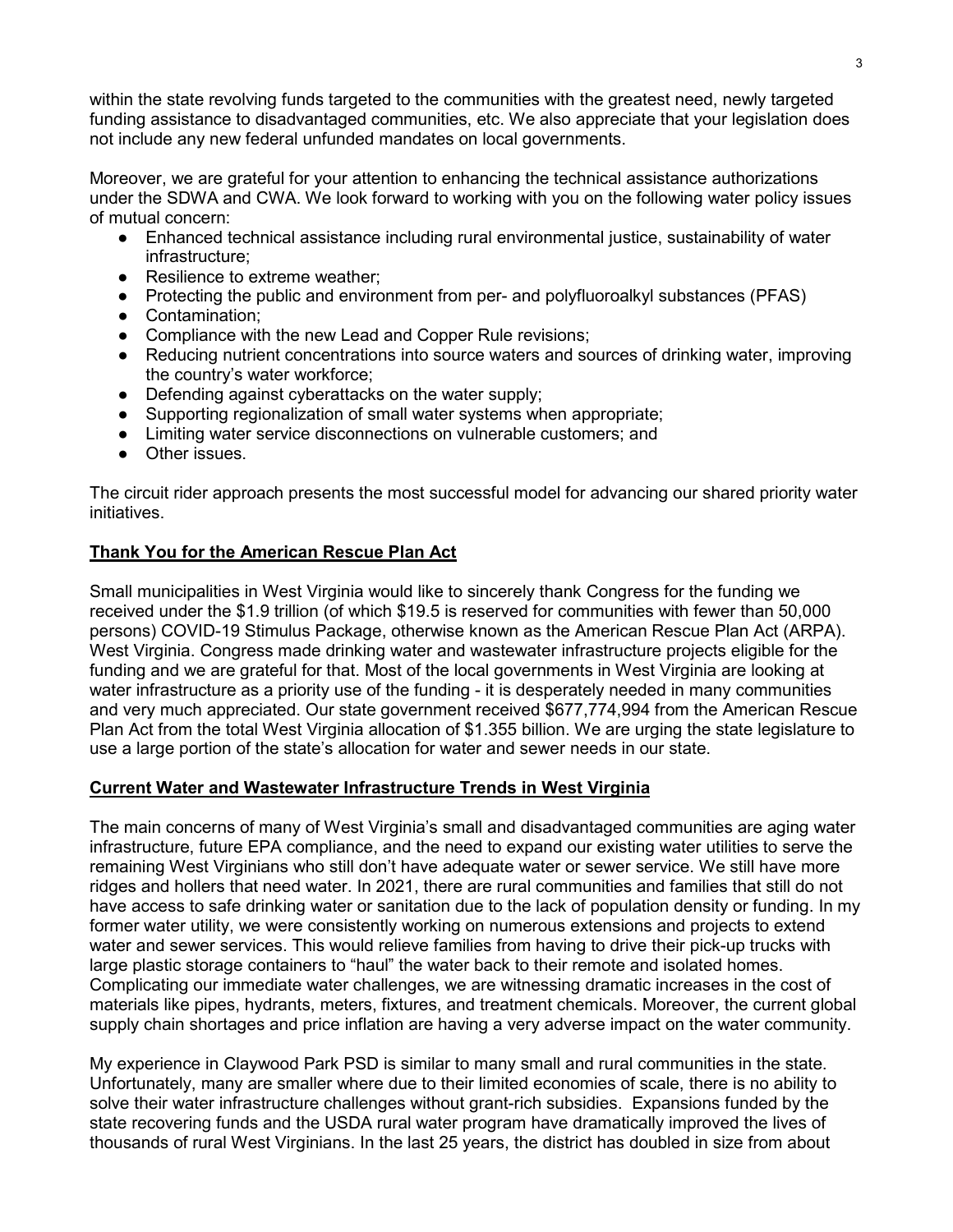within the state revolving funds targeted to the communities with the greatest need, newly targeted funding assistance to disadvantaged communities, etc. We also appreciate that your legislation does not include any new federal unfunded mandates on local governments.

Moreover, we are grateful for your attention to enhancing the technical assistance authorizations under the SDWA and CWA. We look forward to working with you on the following water policy issues of mutual concern:

- Enhanced technical assistance including rural environmental justice, sustainability of water infrastructure;
- Resilience to extreme weather;
- Protecting the public and environment from per- and polyfluoroalkyl substances (PFAS)
- Contamination;
- Compliance with the new Lead and Copper Rule revisions;
- Reducing nutrient concentrations into source waters and sources of drinking water, improving the country's water workforce;
- Defending against cyberattacks on the water supply;
- Supporting regionalization of small water systems when appropriate;
- Limiting water service disconnections on vulnerable customers; and
- Other issues.

The circuit rider approach presents the most successful model for advancing our shared priority water initiatives.

**Thank You for the American Rescue Plan Act**

Small municipalities in West Virginia would like to sincerely thank Congress for the funding we received under the $1.9 trillion (of which $19.5 is reserved for communities with fewer than 50,000 persons) COVID-19 Stimulus Package, otherwise known as the American Rescue Plan Act (ARPA). West Virginia. Congress made drinking water and wastewater infrastructure projects eligible for the funding and we are grateful for that. Most of the local governments in West Virginia are looking at water infrastructure as a priority use of the funding - it is desperately needed in many communities and very much appreciated. Our state government received $677,774,994 from the American Rescue Plan Act from the total West Virginia allocation of $1.355 billion. We are urging the state legislature to use a large portion of the state's allocation for water and sewer needs in our state.

**Current Water and Wastewater Infrastructure Trends in West Virginia**

The main concerns of many of West Virginia's small and disadvantaged communities are aging water infrastructure, future EPA compliance, and the need to expand our existing water utilities to serve the remaining West Virginians who still don't have adequate water or sewer service. We still have more ridges and hollers that need water. In 2021, there are rural communities and families that still do not have access to safe drinking water or sanitation due to the lack of population density or funding. In my former water utility, we were consistently working on numerous extensions and projects to extend water and sewer services. This would relieve families from having to drive their pick-up trucks with large plastic storage containers to "haul" the water back to their remote and isolated homes. Complicating our immediate water challenges, we are witnessing dramatic increases in the cost of materials like pipes, hydrants, meters, fixtures, and treatment chemicals. Moreover, the current global supply chain shortages and price inflation are having a very adverse impact on the water community.

My experience in Claywood Park PSD is similar to many small and rural communities in the state. Unfortunately, many are smaller where due to their limited economies of scale, there is no ability to solve their water infrastructure challenges without grant-rich subsidies. Expansions funded by the state recovering funds and the USDA rural water program have dramatically improved the lives of thousands of rural West Virginians. In the last 25 years, the district has doubled in size from about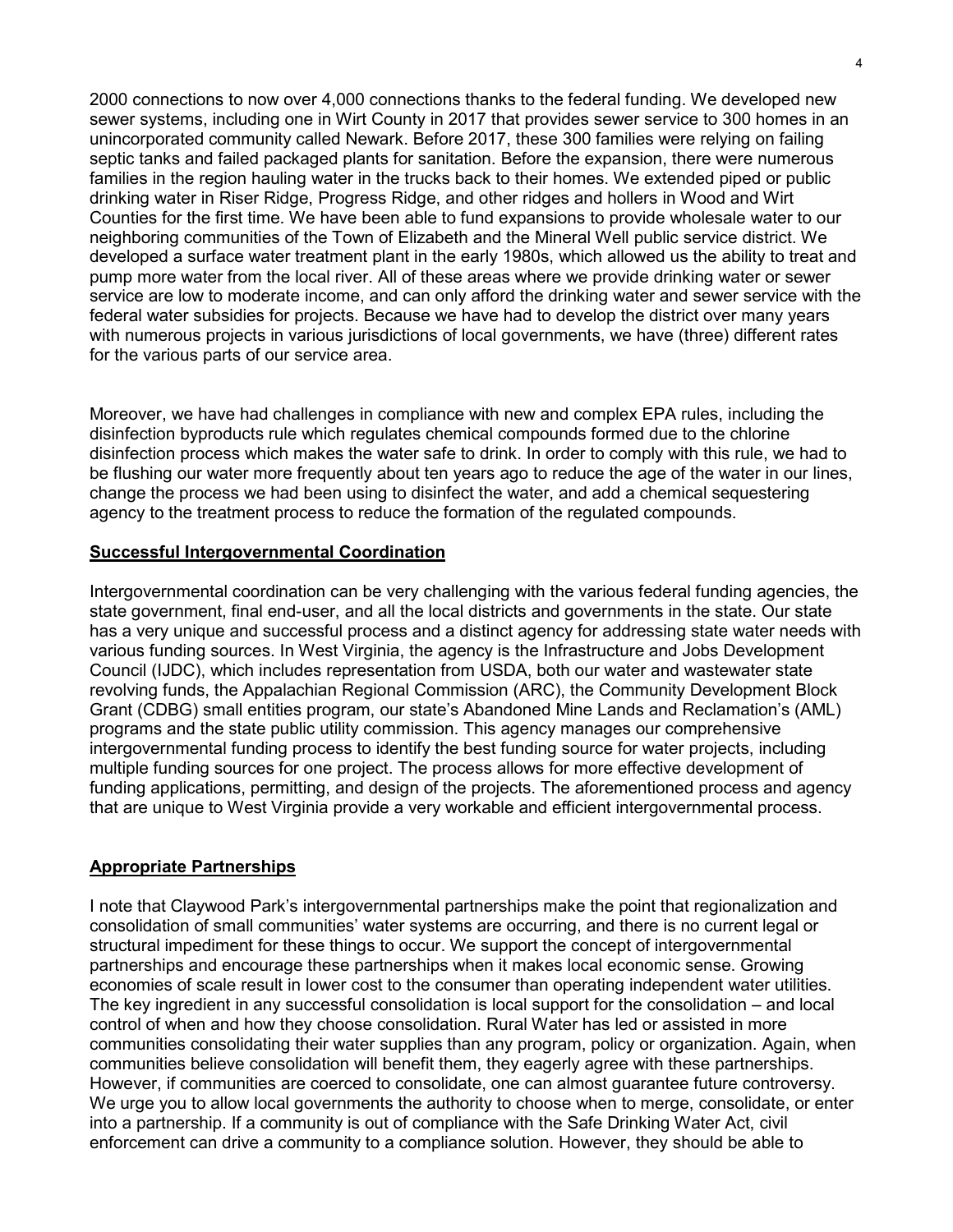2000 connections to now over 4,000 connections thanks to the federal funding. We developed new sewer systems, including one in Wirt County in 2017 that provides sewer service to 300 homes in an unincorporated community called Newark. Before 2017, these 300 families were relying on failing septic tanks and failed packaged plants for sanitation. Before the expansion, there were numerous families in the region hauling water in the trucks back to their homes. We extended piped or public drinking water in Riser Ridge, Progress Ridge, and other ridges and hollers in Wood and Wirt Counties for the first time. We have been able to fund expansions to provide wholesale water to our neighboring communities of the Town of Elizabeth and the Mineral Well public service district. We developed a surface water treatment plant in the early 1980s, which allowed us the ability to treat and pump more water from the local river. All of these areas where we provide drinking water or sewer service are low to moderate income, and can only afford the drinking water and sewer service with the federal water subsidies for projects. Because we have had to develop the district over many years with numerous projects in various jurisdictions of local governments, we have (three) different rates for the various parts of our service area.

Moreover, we have had challenges in compliance with new and complex EPA rules, including the disinfection byproducts rule which regulates chemical compounds formed due to the chlorine disinfection process which makes the water safe to drink. In order to comply with this rule, we had to be flushing our water more frequently about ten years ago to reduce the age of the water in our lines, change the process we had been using to disinfect the water, and add a chemical sequestering agency to the treatment process to reduce the formation of the regulated compounds.

## Successful Intergovernmental Coordination

Intergovernmental coordination can be very challenging with the various federal funding agencies, the state government, final end-user, and all the local districts and governments in the state. Our state has a very unique and successful process and a distinct agency for addressing state water needs with various funding sources. In West Virginia, the agency is the Infrastructure and Jobs Development Council (IJDC), which includes representation from USDA, both our water and wastewater state revolving funds, the Appalachian Regional Commission (ARC), the Community Development Block Grant (CDBG) small entities program, our state's Abandoned Mine Lands and Reclamation's (AML) programs and the state public utility commission. This agency manages our comprehensive intergovernmental funding process to identify the best funding source for water projects, including multiple funding sources for one project. The process allows for more effective development of funding applications, permitting, and design of the projects. The aforementioned process and agency that are unique to West Virginia provide a very workable and efficient intergovernmental process.

## Appropriate Partnerships

I note that Claywood Park's intergovernmental partnerships make the point that regionalization and consolidation of small communities' water systems are occurring, and there is no current legal or structural impediment for these things to occur. We support the concept of intergovernmental partnerships and encourage these partnerships when it makes local economic sense. Growing economies of scale result in lower cost to the consumer than operating independent water utilities. The key ingredient in any successful consolidation is local support for the consolidation – and local control of when and how they choose consolidation. Rural Water has led or assisted in more communities consolidating their water supplies than any program, policy or organization. Again, when communities believe consolidation will benefit them, they eagerly agree with these partnerships. However, if communities are coerced to consolidate, one can almost guarantee future controversy. We urge you to allow local governments the authority to choose when to merge, consolidate, or enter into a partnership. If a community is out of compliance with the Safe Drinking Water Act, civil enforcement can drive a community to a compliance solution. However, they should be able to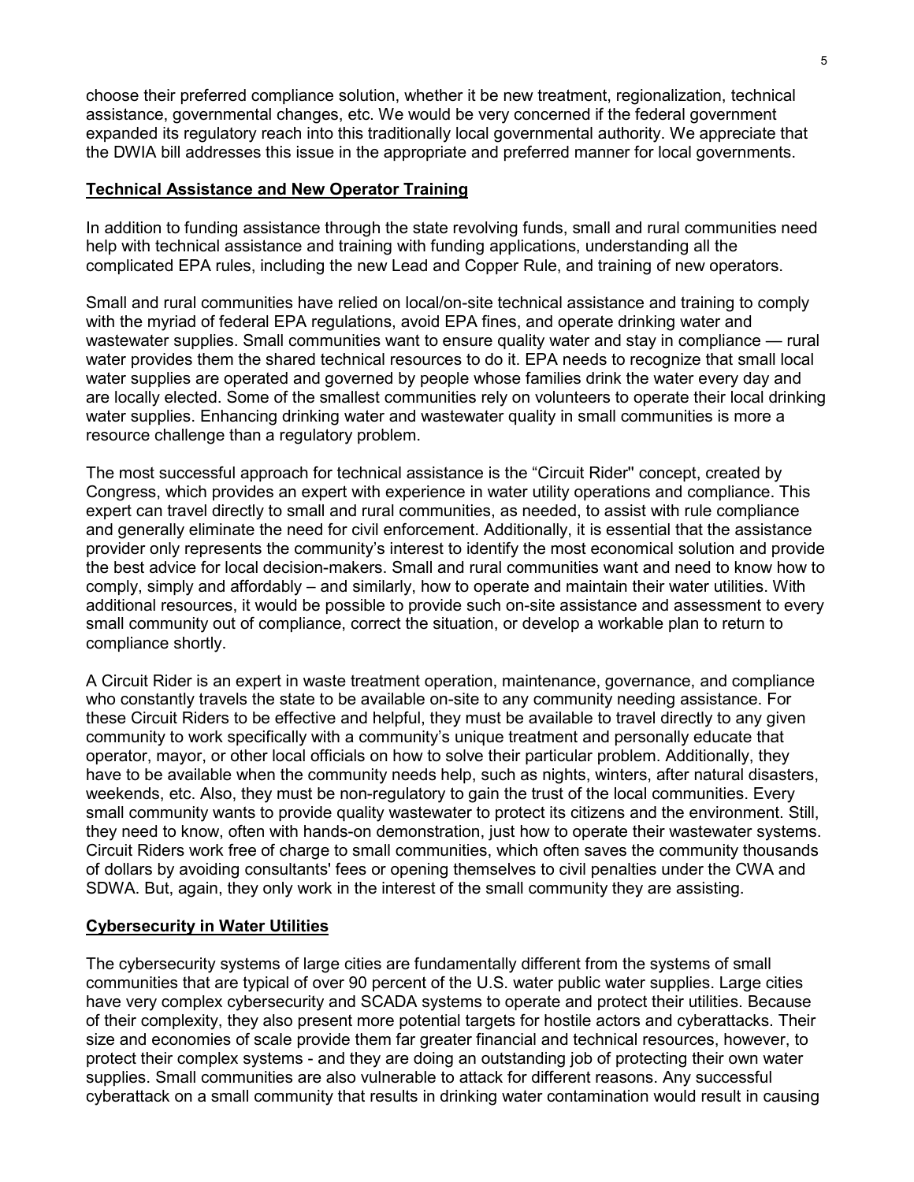choose their preferred compliance solution, whether it be new treatment, regionalization, technical assistance, governmental changes, etc. We would be very concerned if the federal government expanded its regulatory reach into this traditionally local governmental authority. We appreciate that the DWIA bill addresses this issue in the appropriate and preferred manner for local governments.

## Technical Assistance and New Operator Training

In addition to funding assistance through the state revolving funds, small and rural communities need help with technical assistance and training with funding applications, understanding all the complicated EPA rules, including the new Lead and Copper Rule, and training of new operators.

Small and rural communities have relied on local/on-site technical assistance and training to comply with the myriad of federal EPA regulations, avoid EPA fines, and operate drinking water and wastewater supplies. Small communities want to ensure quality water and stay in compliance — rural water provides them the shared technical resources to do it. EPA needs to recognize that small local water supplies are operated and governed by people whose families drink the water every day and are locally elected. Some of the smallest communities rely on volunteers to operate their local drinking water supplies. Enhancing drinking water and wastewater quality in small communities is more a resource challenge than a regulatory problem.

The most successful approach for technical assistance is the "Circuit Rider" concept, created by Congress, which provides an expert with experience in water utility operations and compliance. This expert can travel directly to small and rural communities, as needed, to assist with rule compliance and generally eliminate the need for civil enforcement. Additionally, it is essential that the assistance provider only represents the community's interest to identify the most economical solution and provide the best advice for local decision-makers. Small and rural communities want and need to know how to comply, simply and affordably – and similarly, how to operate and maintain their water utilities. With additional resources, it would be possible to provide such on-site assistance and assessment to every small community out of compliance, correct the situation, or develop a workable plan to return to compliance shortly.

A Circuit Rider is an expert in waste treatment operation, maintenance, governance, and compliance who constantly travels the state to be available on-site to any community needing assistance. For these Circuit Riders to be effective and helpful, they must be available to travel directly to any given community to work specifically with a community's unique treatment and personally educate that operator, mayor, or other local officials on how to solve their particular problem. Additionally, they have to be available when the community needs help, such as nights, winters, after natural disasters, weekends, etc. Also, they must be non-regulatory to gain the trust of the local communities. Every small community wants to provide quality wastewater to protect its citizens and the environment. Still, they need to know, often with hands-on demonstration, just how to operate their wastewater systems. Circuit Riders work free of charge to small communities, which often saves the community thousands of dollars by avoiding consultants' fees or opening themselves to civil penalties under the CWA and SDWA. But, again, they only work in the interest of the small community they are assisting.

## Cybersecurity in Water Utilities

The cybersecurity systems of large cities are fundamentally different from the systems of small communities that are typical of over 90 percent of the U.S. water public water supplies. Large cities have very complex cybersecurity and SCADA systems to operate and protect their utilities. Because of their complexity, they also present more potential targets for hostile actors and cyberattacks. Their size and economies of scale provide them far greater financial and technical resources, however, to protect their complex systems - and they are doing an outstanding job of protecting their own water supplies. Small communities are also vulnerable to attack for different reasons. Any successful cyberattack on a small community that results in drinking water contamination would result in causing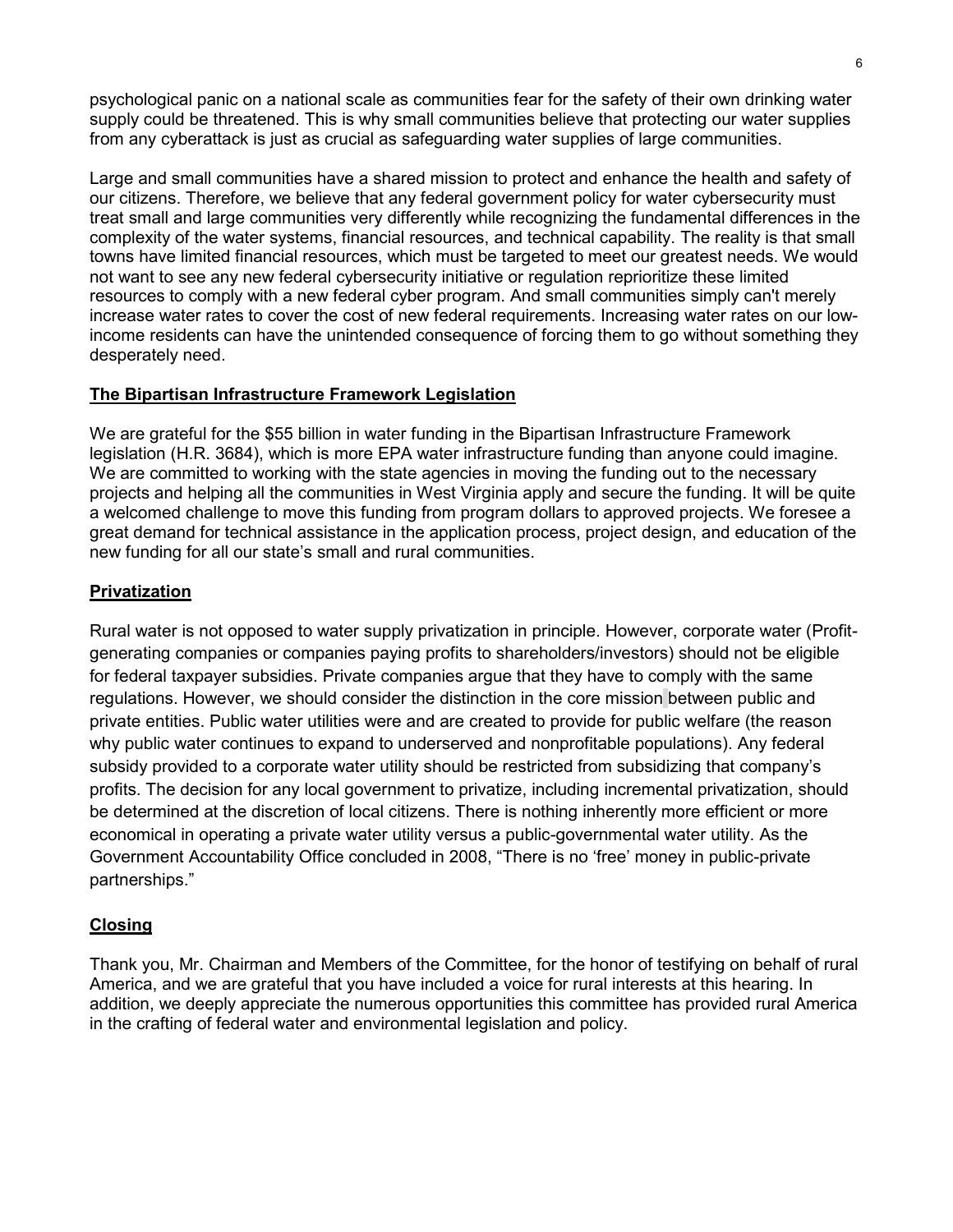psychological panic on a national scale as communities fear for the safety of their own drinking water supply could be threatened. This is why small communities believe that protecting our water supplies from any cyberattack is just as crucial as safeguarding water supplies of large communities.

Large and small communities have a shared mission to protect and enhance the health and safety of our citizens. Therefore, we believe that any federal government policy for water cybersecurity must treat small and large communities very differently while recognizing the fundamental differences in the complexity of the water systems, financial resources, and technical capability. The reality is that small towns have limited financial resources, which must be targeted to meet our greatest needs. We would not want to see any new federal cybersecurity initiative or regulation reprioritize these limited resources to comply with a new federal cyber program. And small communities simply can't merely increase water rates to cover the cost of new federal requirements. Increasing water rates on our low-income residents can have the unintended consequence of forcing them to go without something they desperately need.

## The Bipartisan Infrastructure Framework Legislation

We are grateful for the $55 billion in water funding in the Bipartisan Infrastructure Framework legislation (H.R. 3684), which is more EPA water infrastructure funding than anyone could imagine. We are committed to working with the state agencies in moving the funding out to the necessary projects and helping all the communities in West Virginia apply and secure the funding. It will be quite a welcomed challenge to move this funding from program dollars to approved projects. We foresee a great demand for technical assistance in the application process, project design, and education of the new funding for all our state's small and rural communities.

## Privatization

Rural water is not opposed to water supply privatization in principle. However, corporate water (Profit-generating companies or companies paying profits to shareholders/investors) should not be eligible for federal taxpayer subsidies. Private companies argue that they have to comply with the same regulations. However, we should consider the distinction in the core mission between public and private entities. Public water utilities were and are created to provide for public welfare (the reason why public water continues to expand to underserved and nonprofitable populations). Any federal subsidy provided to a corporate water utility should be restricted from subsidizing that company's profits. The decision for any local government to privatize, including incremental privatization, should be determined at the discretion of local citizens. There is nothing inherently more efficient or more economical in operating a private water utility versus a public-governmental water utility. As the Government Accountability Office concluded in 2008, "There is no 'free' money in public-private partnerships."

## Closing

Thank you, Mr. Chairman and Members of the Committee, for the honor of testifying on behalf of rural America, and we are grateful that you have included a voice for rural interests at this hearing. In addition, we deeply appreciate the numerous opportunities this committee has provided rural America in the crafting of federal water and environmental legislation and policy.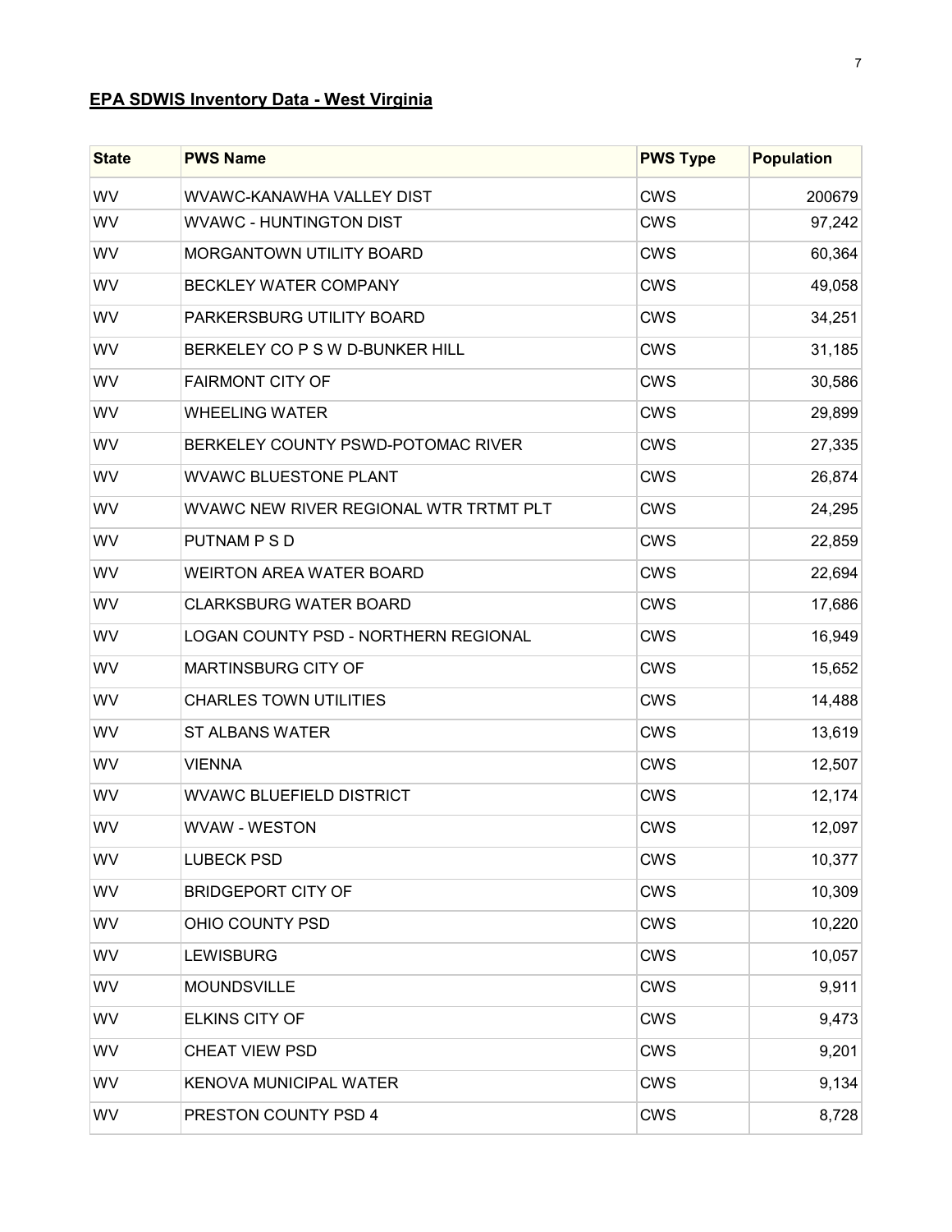## **EPA SDWIS Inventory Data - West Virginia**

| State | PWS Name | PWS Type | Population |
|---|---|---|---|
| WV | WVAWC-KANAWHA VALLEY DIST | CWS | 200679 |
| WV | WVAWC - HUNTINGTON DIST | CWS | 97,242 |
| WV | MORGANTOWN UTILITY BOARD | CWS | 60,364 |
| WV | BECKLEY WATER COMPANY | CWS | 49,058 |
| WV | PARKERSBURG UTILITY BOARD | CWS | 34,251 |
| WV | BERKELEY CO P S W D-BUNKER HILL | CWS | 31,185 |
| WV | FAIRMONT CITY OF | CWS | 30,586 |
| WV | WHEELING WATER | CWS | 29,899 |
| WV | BERKELEY COUNTY PSWD-POTOMAC RIVER | CWS | 27,335 |
| WV | WVAWC BLUESTONE PLANT | CWS | 26,874 |
| WV | WVAWC NEW RIVER REGIONAL WTR TRTMT PLT | CWS | 24,295 |
| WV | PUTNAM P S D | CWS | 22,859 |
| WV | WEIRTON AREA WATER BOARD | CWS | 22,694 |
| WV | CLARKSBURG WATER BOARD | CWS | 17,686 |
| WV | LOGAN COUNTY PSD - NORTHERN REGIONAL | CWS | 16,949 |
| WV | MARTINSBURG CITY OF | CWS | 15,652 |
| WV | CHARLES TOWN UTILITIES | CWS | 14,488 |
| WV | ST ALBANS WATER | CWS | 13,619 |
| WV | VIENNA | CWS | 12,507 |
| WV | WVAWC BLUEFIELD DISTRICT | CWS | 12,174 |
| WV | WVAW - WESTON | CWS | 12,097 |
| WV | LUBECK PSD | CWS | 10,377 |
| WV | BRIDGEPORT CITY OF | CWS | 10,309 |
| WV | OHIO COUNTY PSD | CWS | 10,220 |
| WV | LEWISBURG | CWS | 10,057 |
| WV | MOUNDSVILLE | CWS | 9,911 |
| WV | ELKINS CITY OF | CWS | 9,473 |
| WV | CHEAT VIEW PSD | CWS | 9,201 |
| WV | KENOVA MUNICIPAL WATER | CWS | 9,134 |
| WV | PRESTON COUNTY PSD 4 | CWS | 8,728 |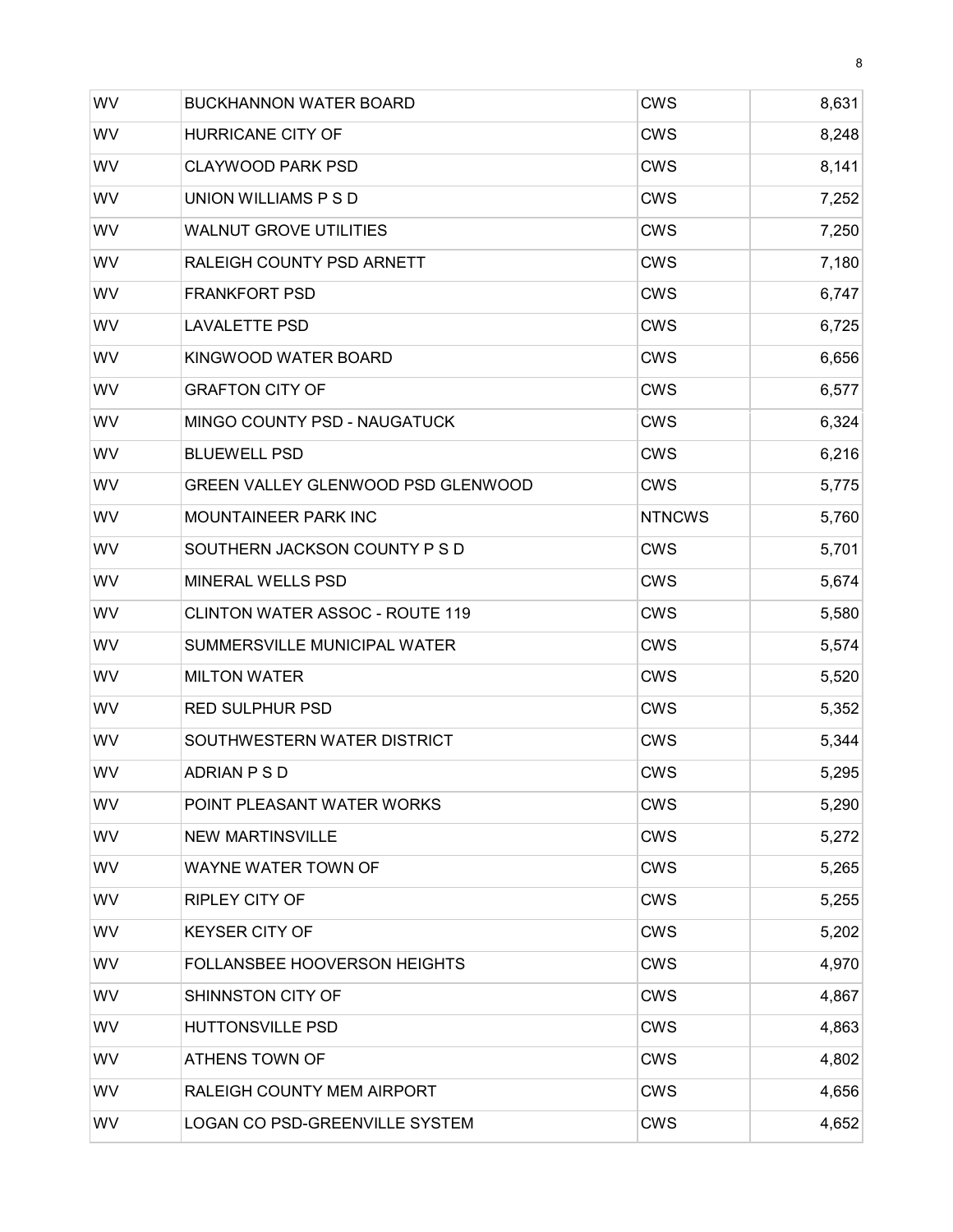| | | | |
|---|---|---|---|
| WV | BUCKHANNON WATER BOARD | CWS | 8,631 |
| WV | HURRICANE CITY OF | CWS | 8,248 |
| WV | CLAYWOOD PARK PSD | CWS | 8,141 |
| WV | UNION WILLIAMS P S D | CWS | 7,252 |
| WV | WALNUT GROVE UTILITIES | CWS | 7,250 |
| WV | RALEIGH COUNTY PSD ARNETT | CWS | 7,180 |
| WV | FRANKFORT PSD | CWS | 6,747 |
| WV | LAVALETTE PSD | CWS | 6,725 |
| WV | KINGWOOD WATER BOARD | CWS | 6,656 |
| WV | GRAFTON CITY OF | CWS | 6,577 |
| WV | MINGO COUNTY PSD - NAUGATUCK | CWS | 6,324 |
| WV | BLUEWELL PSD | CWS | 6,216 |
| WV | GREEN VALLEY GLENWOOD PSD GLENWOOD | CWS | 5,775 |
| WV | MOUNTAINEER PARK INC | NTNCWS | 5,760 |
| WV | SOUTHERN JACKSON COUNTY P S D | CWS | 5,701 |
| WV | MINERAL WELLS PSD | CWS | 5,674 |
| WV | CLINTON WATER ASSOC - ROUTE 119 | CWS | 5,580 |
| WV | SUMMERSVILLE MUNICIPAL WATER | CWS | 5,574 |
| WV | MILTON WATER | CWS | 5,520 |
| WV | RED SULPHUR PSD | CWS | 5,352 |
| WV | SOUTHWESTERN WATER DISTRICT | CWS | 5,344 |
| WV | ADRIAN P S D | CWS | 5,295 |
| WV | POINT PLEASANT WATER WORKS | CWS | 5,290 |
| WV | NEW MARTINSVILLE | CWS | 5,272 |
| WV | WAYNE WATER TOWN OF | CWS | 5,265 |
| WV | RIPLEY CITY OF | CWS | 5,255 |
| WV | KEYSER CITY OF | CWS | 5,202 |
| WV | FOLLANSBEE HOOVERSON HEIGHTS | CWS | 4,970 |
| WV | SHINNSTON CITY OF | CWS | 4,867 |
| WV | HUTTONSVILLE PSD | CWS | 4,863 |
| WV | ATHENS TOWN OF | CWS | 4,802 |
| WV | RALEIGH COUNTY MEM AIRPORT | CWS | 4,656 |
| WV | LOGAN CO PSD-GREENVILLE SYSTEM | CWS | 4,652 |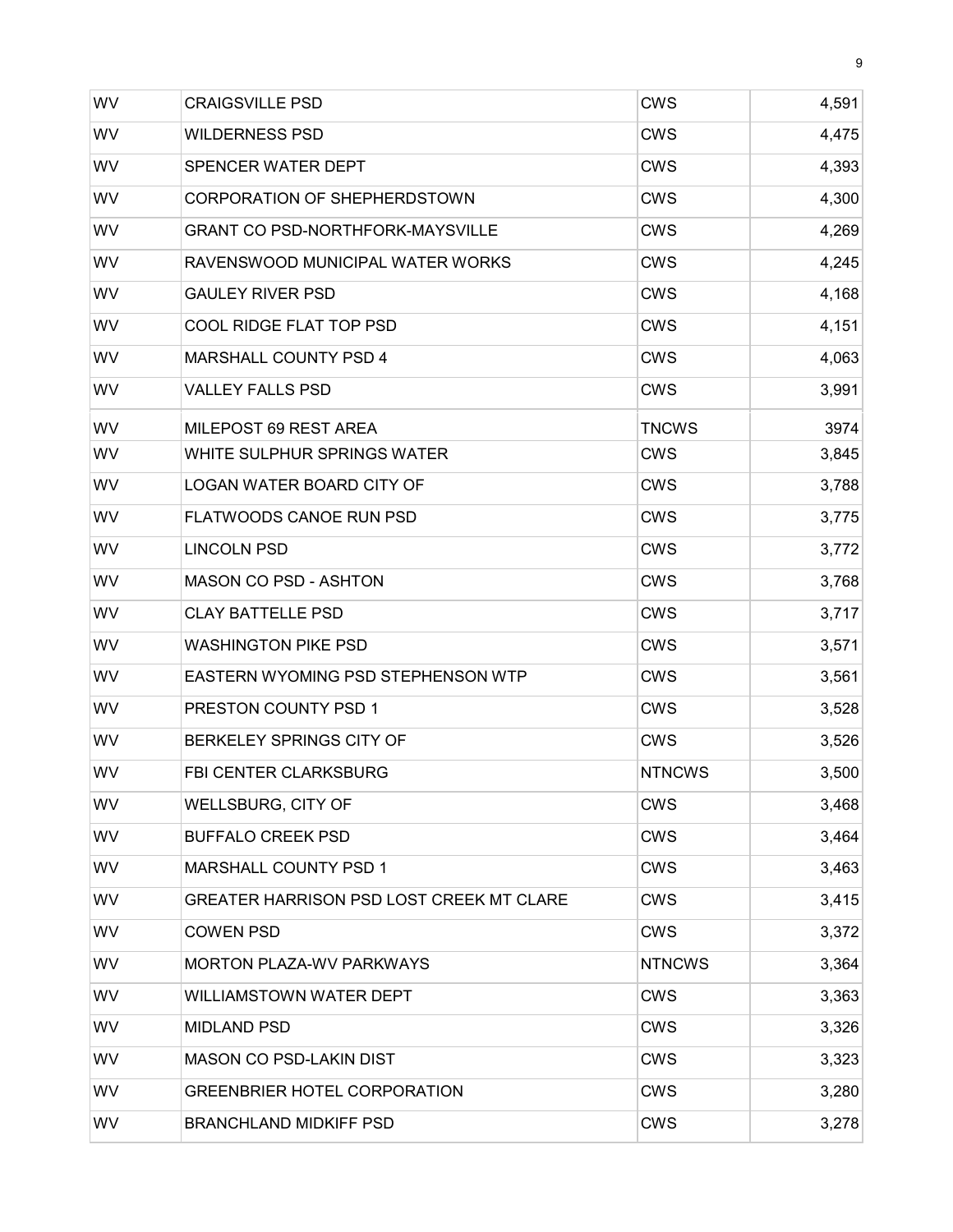| | | | |
|---|---|---|---|
| WV | CRAIGSVILLE PSD | CWS | 4,591 |
| WV | WILDERNESS PSD | CWS | 4,475 |
| WV | SPENCER WATER DEPT | CWS | 4,393 |
| WV | CORPORATION OF SHEPHERDSTOWN | CWS | 4,300 |
| WV | GRANT CO PSD-NORTHFORK-MAYSVILLE | CWS | 4,269 |
| WV | RAVENSWOOD MUNICIPAL WATER WORKS | CWS | 4,245 |
| WV | GAULEY RIVER PSD | CWS | 4,168 |
| WV | COOL RIDGE FLAT TOP PSD | CWS | 4,151 |
| WV | MARSHALL COUNTY PSD 4 | CWS | 4,063 |
| WV | VALLEY FALLS PSD | CWS | 3,991 |
| WV | MILEPOST 69 REST AREA | TNCWS | 3974 |
| WV | WHITE SULPHUR SPRINGS WATER | CWS | 3,845 |
| WV | LOGAN WATER BOARD CITY OF | CWS | 3,788 |
| WV | FLATWOODS CANOE RUN PSD | CWS | 3,775 |
| WV | LINCOLN PSD | CWS | 3,772 |
| WV | MASON CO PSD - ASHTON | CWS | 3,768 |
| WV | CLAY BATTELLE PSD | CWS | 3,717 |
| WV | WASHINGTON PIKE PSD | CWS | 3,571 |
| WV | EASTERN WYOMING PSD STEPHENSON WTP | CWS | 3,561 |
| WV | PRESTON COUNTY PSD 1 | CWS | 3,528 |
| WV | BERKELEY SPRINGS CITY OF | CWS | 3,526 |
| WV | FBI CENTER CLARKSBURG | NTNCWS | 3,500 |
| WV | WELLSBURG, CITY OF | CWS | 3,468 |
| WV | BUFFALO CREEK PSD | CWS | 3,464 |
| WV | MARSHALL COUNTY PSD 1 | CWS | 3,463 |
| WV | GREATER HARRISON PSD LOST CREEK MT CLARE | CWS | 3,415 |
| WV | COWEN PSD | CWS | 3,372 |
| WV | MORTON PLAZA-WV PARKWAYS | NTNCWS | 3,364 |
| WV | WILLIAMSTOWN WATER DEPT | CWS | 3,363 |
| WV | MIDLAND PSD | CWS | 3,326 |
| WV | MASON CO PSD-LAKIN DIST | CWS | 3,323 |
| WV | GREENBRIER HOTEL CORPORATION | CWS | 3,280 |
| WV | BRANCHLAND MIDKIFF PSD | CWS | 3,278 |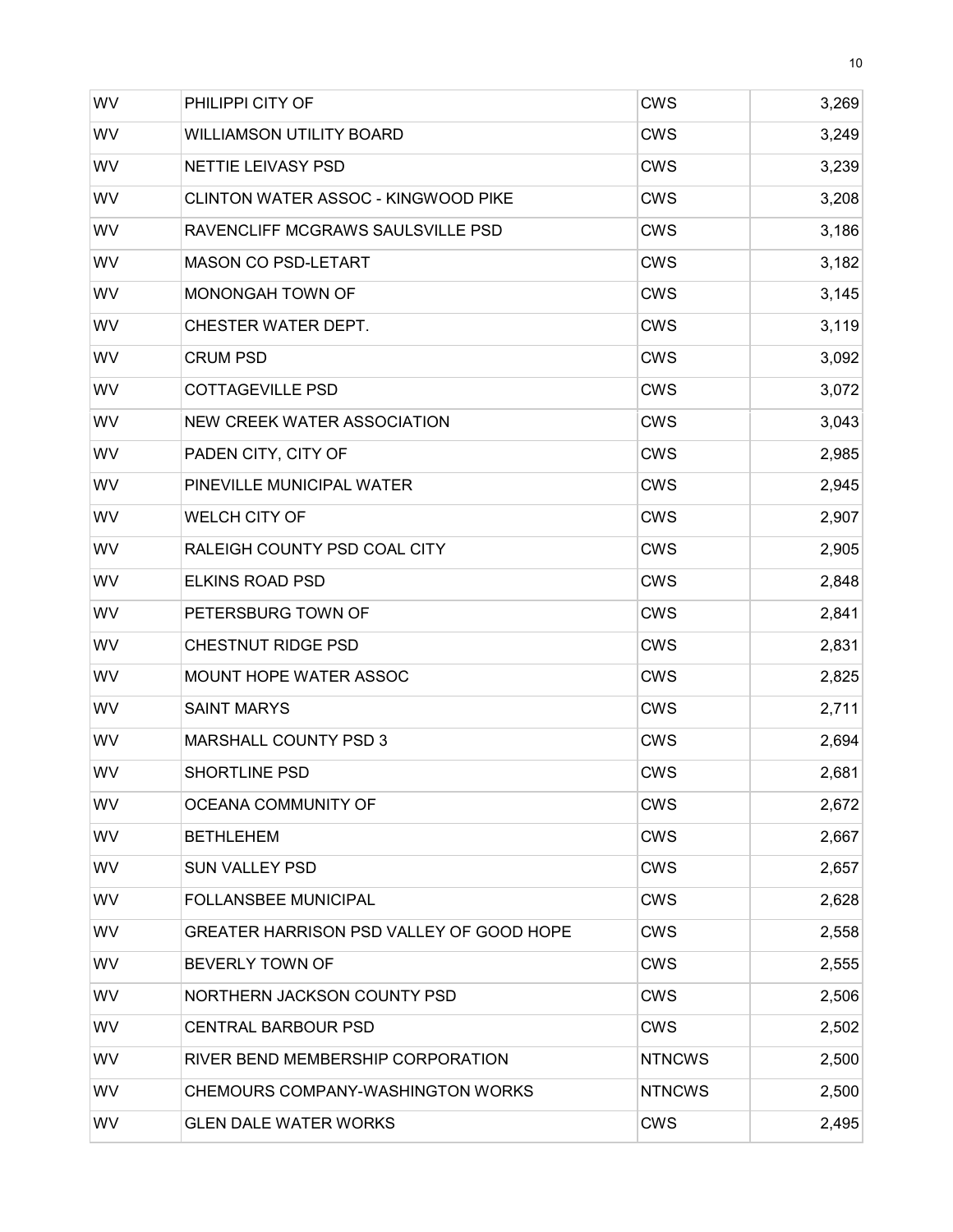| WV | PHILIPPI CITY OF | CWS | 3,269 |
|---|---|---|---|
| WV | WILLIAMSON UTILITY BOARD | CWS | 3,249 |
| WV | NETTIE LEIVASY PSD | CWS | 3,239 |
| WV | CLINTON WATER ASSOC - KINGWOOD PIKE | CWS | 3,208 |
| WV | RAVENCLIFF MCGRAWS SAULSVILLE PSD | CWS | 3,186 |
| WV | MASON CO PSD-LETART | CWS | 3,182 |
| WV | MONONGAH TOWN OF | CWS | 3,145 |
| WV | CHESTER WATER DEPT. | CWS | 3,119 |
| WV | CRUM PSD | CWS | 3,092 |
| WV | COTTAGEVILLE PSD | CWS | 3,072 |
| WV | NEW CREEK WATER ASSOCIATION | CWS | 3,043 |
| WV | PADEN CITY, CITY OF | CWS | 2,985 |
| WV | PINEVILLE MUNICIPAL WATER | CWS | 2,945 |
| WV | WELCH CITY OF | CWS | 2,907 |
| WV | RALEIGH COUNTY PSD COAL CITY | CWS | 2,905 |
| WV | ELKINS ROAD PSD | CWS | 2,848 |
| WV | PETERSBURG TOWN OF | CWS | 2,841 |
| WV | CHESTNUT RIDGE PSD | CWS | 2,831 |
| WV | MOUNT HOPE WATER ASSOC | CWS | 2,825 |
| WV | SAINT MARYS | CWS | 2,711 |
| WV | MARSHALL COUNTY PSD 3 | CWS | 2,694 |
| WV | SHORTLINE PSD | CWS | 2,681 |
| WV | OCEANA COMMUNITY OF | CWS | 2,672 |
| WV | BETHLEHEM | CWS | 2,667 |
| WV | SUN VALLEY PSD | CWS | 2,657 |
| WV | FOLLANSBEE MUNICIPAL | CWS | 2,628 |
| WV | GREATER HARRISON PSD VALLEY OF GOOD HOPE | CWS | 2,558 |
| WV | BEVERLY TOWN OF | CWS | 2,555 |
| WV | NORTHERN JACKSON COUNTY PSD | CWS | 2,506 |
| WV | CENTRAL BARBOUR PSD | CWS | 2,502 |
| WV | RIVER BEND MEMBERSHIP CORPORATION | NTNCWS | 2,500 |
| WV | CHEMOURS COMPANY-WASHINGTON WORKS | NTNCWS | 2,500 |
| WV | GLEN DALE WATER WORKS | CWS | 2,495 |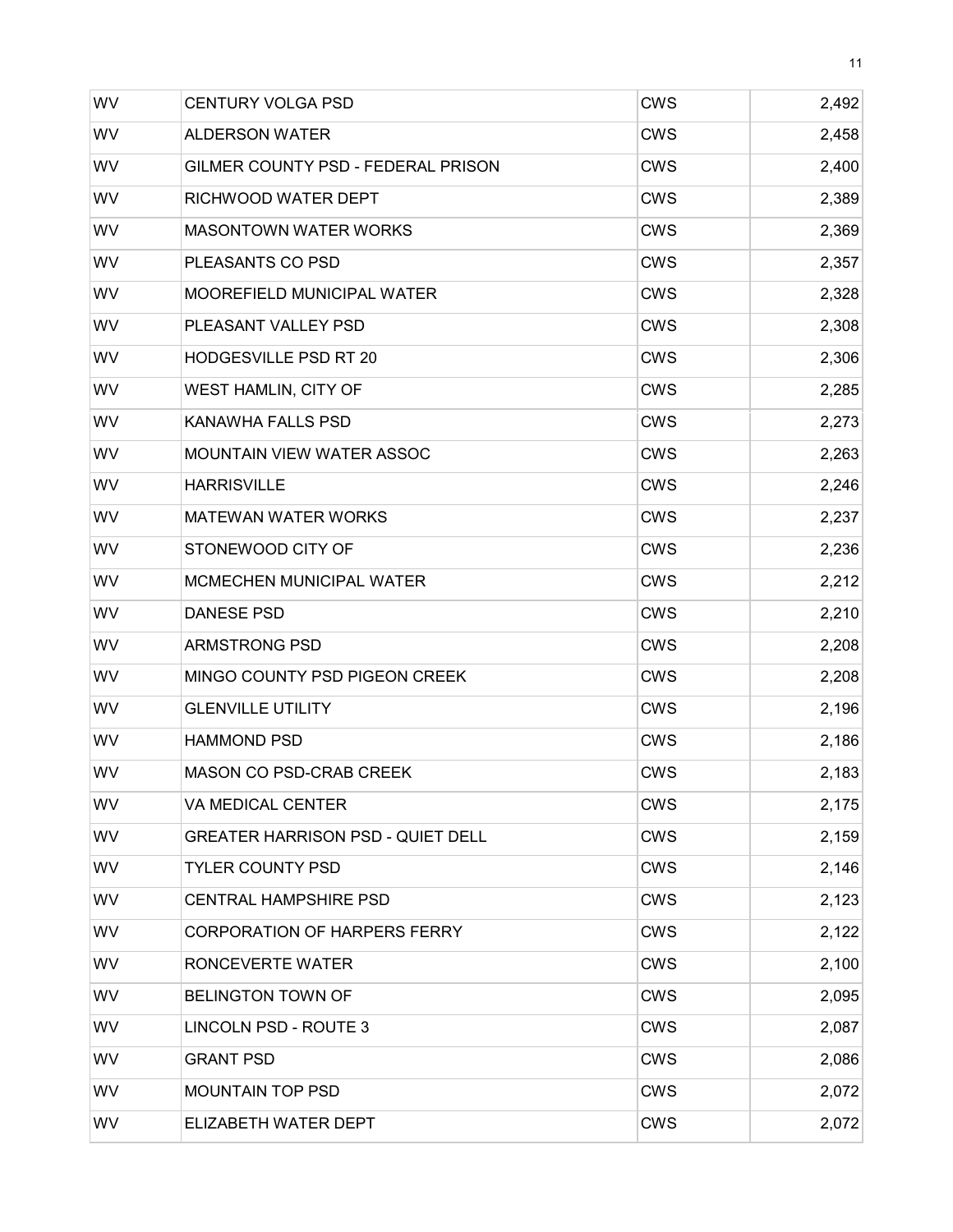| WV | CENTURY VOLGA PSD | CWS | 2,492 |
|---|---|---|---|
| WV | ALDERSON WATER | CWS | 2,458 |
| WV | GILMER COUNTY PSD - FEDERAL PRISON | CWS | 2,400 |
| WV | RICHWOOD WATER DEPT | CWS | 2,389 |
| WV | MASONTOWN WATER WORKS | CWS | 2,369 |
| WV | PLEASANTS CO PSD | CWS | 2,357 |
| WV | MOOREFIELD MUNICIPAL WATER | CWS | 2,328 |
| WV | PLEASANT VALLEY PSD | CWS | 2,308 |
| WV | HODGESVILLE PSD RT 20 | CWS | 2,306 |
| WV | WEST HAMLIN, CITY OF | CWS | 2,285 |
| WV | KANAWHA FALLS PSD | CWS | 2,273 |
| WV | MOUNTAIN VIEW WATER ASSOC | CWS | 2,263 |
| WV | HARRISVILLE | CWS | 2,246 |
| WV | MATEWAN WATER WORKS | CWS | 2,237 |
| WV | STONEWOOD CITY OF | CWS | 2,236 |
| WV | MCMECHEN MUNICIPAL WATER | CWS | 2,212 |
| WV | DANESE PSD | CWS | 2,210 |
| WV | ARMSTRONG PSD | CWS | 2,208 |
| WV | MINGO COUNTY PSD PIGEON CREEK | CWS | 2,208 |
| WV | GLENVILLE UTILITY | CWS | 2,196 |
| WV | HAMMOND PSD | CWS | 2,186 |
| WV | MASON CO PSD-CRAB CREEK | CWS | 2,183 |
| WV | VA MEDICAL CENTER | CWS | 2,175 |
| WV | GREATER HARRISON PSD - QUIET DELL | CWS | 2,159 |
| WV | TYLER COUNTY PSD | CWS | 2,146 |
| WV | CENTRAL HAMPSHIRE PSD | CWS | 2,123 |
| WV | CORPORATION OF HARPERS FERRY | CWS | 2,122 |
| WV | RONCEVERTE WATER | CWS | 2,100 |
| WV | BELINGTON TOWN OF | CWS | 2,095 |
| WV | LINCOLN PSD - ROUTE 3 | CWS | 2,087 |
| WV | GRANT PSD | CWS | 2,086 |
| WV | MOUNTAIN TOP PSD | CWS | 2,072 |
| WV | ELIZABETH WATER DEPT | CWS | 2,072 |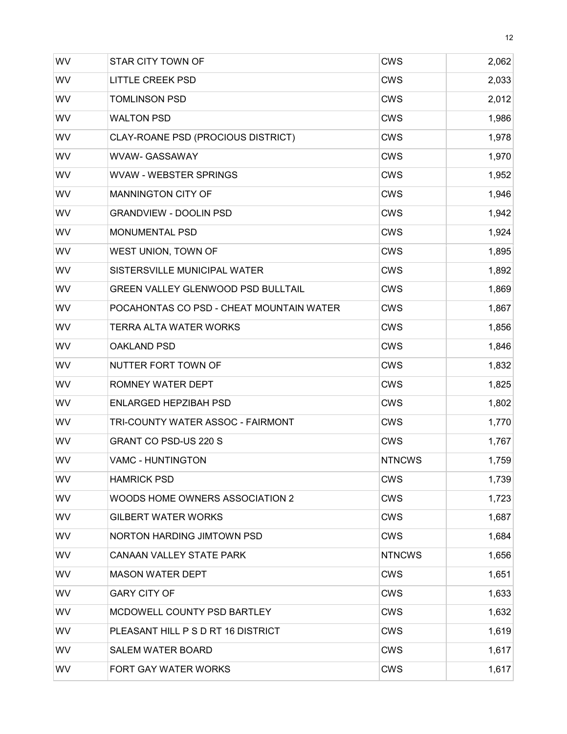| | | | |
|---|---|---|---|
| WV | STAR CITY TOWN OF | CWS | 2,062 |
| WV | LITTLE CREEK PSD | CWS | 2,033 |
| WV | TOMLINSON PSD | CWS | 2,012 |
| WV | WALTON PSD | CWS | 1,986 |
| WV | CLAY-ROANE PSD (PROCIOUS DISTRICT) | CWS | 1,978 |
| WV | WVAW- GASSAWAY | CWS | 1,970 |
| WV | WVAW - WEBSTER SPRINGS | CWS | 1,952 |
| WV | MANNINGTON CITY OF | CWS | 1,946 |
| WV | GRANDVIEW - DOOLIN PSD | CWS | 1,942 |
| WV | MONUMENTAL PSD | CWS | 1,924 |
| WV | WEST UNION, TOWN OF | CWS | 1,895 |
| WV | SISTERSVILLE MUNICIPAL WATER | CWS | 1,892 |
| WV | GREEN VALLEY GLENWOOD PSD BULLTAIL | CWS | 1,869 |
| WV | POCAHONTAS CO PSD - CHEAT MOUNTAIN WATER | CWS | 1,867 |
| WV | TERRA ALTA WATER WORKS | CWS | 1,856 |
| WV | OAKLAND PSD | CWS | 1,846 |
| WV | NUTTER FORT TOWN OF | CWS | 1,832 |
| WV | ROMNEY WATER DEPT | CWS | 1,825 |
| WV | ENLARGED HEPZIBAH PSD | CWS | 1,802 |
| WV | TRI-COUNTY WATER ASSOC - FAIRMONT | CWS | 1,770 |
| WV | GRANT CO PSD-US 220 S | CWS | 1,767 |
| WV | VAMC - HUNTINGTON | NTNCWS | 1,759 |
| WV | HAMRICK PSD | CWS | 1,739 |
| WV | WOODS HOME OWNERS ASSOCIATION 2 | CWS | 1,723 |
| WV | GILBERT WATER WORKS | CWS | 1,687 |
| WV | NORTON HARDING JIMTOWN PSD | CWS | 1,684 |
| WV | CANAAN VALLEY STATE PARK | NTNCWS | 1,656 |
| WV | MASON WATER DEPT | CWS | 1,651 |
| WV | GARY CITY OF | CWS | 1,633 |
| WV | MCDOWELL COUNTY PSD BARTLEY | CWS | 1,632 |
| WV | PLEASANT HILL P S D RT 16 DISTRICT | CWS | 1,619 |
| WV | SALEM WATER BOARD | CWS | 1,617 |
| WV | FORT GAY WATER WORKS | CWS | 1,617 |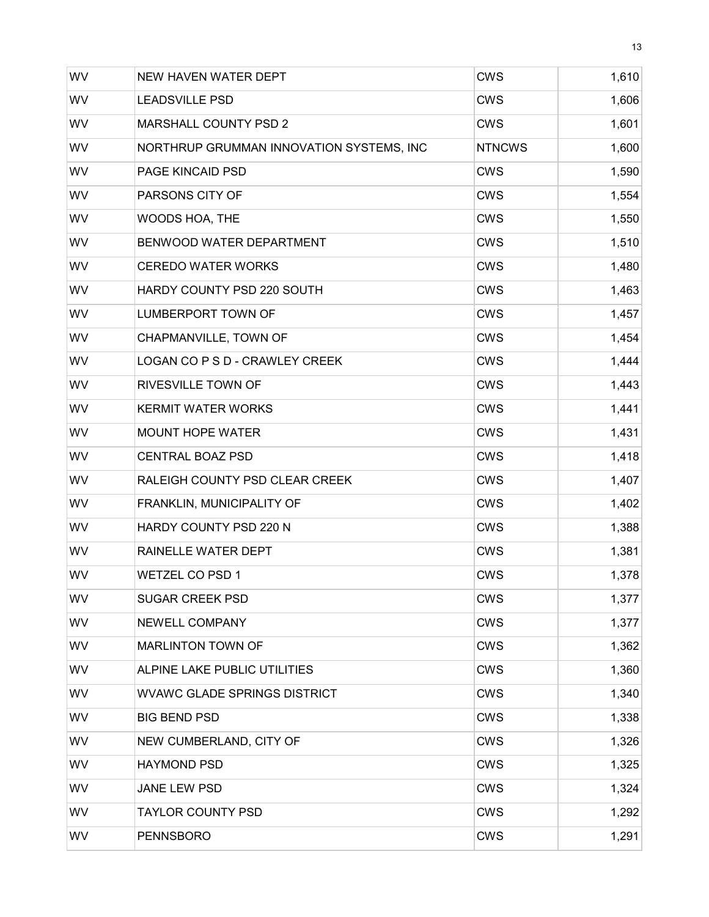| | | | |
|---|---|---|---|
| WV | NEW HAVEN WATER DEPT | CWS | 1,610 |
| WV | LEADSVILLE PSD | CWS | 1,606 |
| WV | MARSHALL COUNTY PSD 2 | CWS | 1,601 |
| WV | NORTHRUP GRUMMAN INNOVATION SYSTEMS, INC | NTNCWS | 1,600 |
| WV | PAGE KINCAID PSD | CWS | 1,590 |
| WV | PARSONS CITY OF | CWS | 1,554 |
| WV | WOODS HOA, THE | CWS | 1,550 |
| WV | BENWOOD WATER DEPARTMENT | CWS | 1,510 |
| WV | CEREDO WATER WORKS | CWS | 1,480 |
| WV | HARDY COUNTY PSD 220 SOUTH | CWS | 1,463 |
| WV | LUMBERPORT TOWN OF | CWS | 1,457 |
| WV | CHAPMANVILLE, TOWN OF | CWS | 1,454 |
| WV | LOGAN CO P S D - CRAWLEY CREEK | CWS | 1,444 |
| WV | RIVESVILLE TOWN OF | CWS | 1,443 |
| WV | KERMIT WATER WORKS | CWS | 1,441 |
| WV | MOUNT HOPE WATER | CWS | 1,431 |
| WV | CENTRAL BOAZ PSD | CWS | 1,418 |
| WV | RALEIGH COUNTY PSD CLEAR CREEK | CWS | 1,407 |
| WV | FRANKLIN, MUNICIPALITY OF | CWS | 1,402 |
| WV | HARDY COUNTY PSD 220 N | CWS | 1,388 |
| WV | RAINELLE WATER DEPT | CWS | 1,381 |
| WV | WETZEL CO PSD 1 | CWS | 1,378 |
| WV | SUGAR CREEK PSD | CWS | 1,377 |
| WV | NEWELL COMPANY | CWS | 1,377 |
| WV | MARLINTON TOWN OF | CWS | 1,362 |
| WV | ALPINE LAKE PUBLIC UTILITIES | CWS | 1,360 |
| WV | WVAWC GLADE SPRINGS DISTRICT | CWS | 1,340 |
| WV | BIG BEND PSD | CWS | 1,338 |
| WV | NEW CUMBERLAND, CITY OF | CWS | 1,326 |
| WV | HAYMOND PSD | CWS | 1,325 |
| WV | JANE LEW PSD | CWS | 1,324 |
| WV | TAYLOR COUNTY PSD | CWS | 1,292 |
| WV | PENNSBORO | CWS | 1,291 |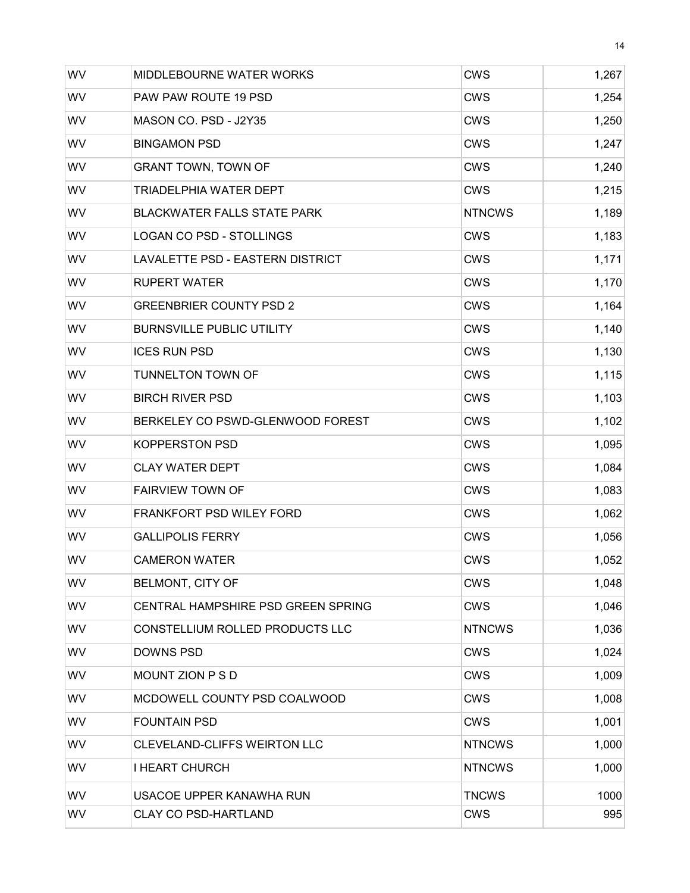| WV | MIDDLEBOURNE WATER WORKS | CWS | 1,267 |
|---|---|---|---|
| WV | PAW PAW ROUTE 19 PSD | CWS | 1,254 |
| WV | MASON CO. PSD - J2Y35 | CWS | 1,250 |
| WV | BINGAMON PSD | CWS | 1,247 |
| WV | GRANT TOWN, TOWN OF | CWS | 1,240 |
| WV | TRIADELPHIA WATER DEPT | CWS | 1,215 |
| WV | BLACKWATER FALLS STATE PARK | NTNCWS | 1,189 |
| WV | LOGAN CO PSD - STOLLINGS | CWS | 1,183 |
| WV | LAVALETTE PSD - EASTERN DISTRICT | CWS | 1,171 |
| WV | RUPERT WATER | CWS | 1,170 |
| WV | GREENBRIER COUNTY PSD 2 | CWS | 1,164 |
| WV | BURNSVILLE PUBLIC UTILITY | CWS | 1,140 |
| WV | ICES RUN PSD | CWS | 1,130 |
| WV | TUNNELTON TOWN OF | CWS | 1,115 |
| WV | BIRCH RIVER PSD | CWS | 1,103 |
| WV | BERKELEY CO PSWD-GLENWOOD FOREST | CWS | 1,102 |
| WV | KOPPERSTON PSD | CWS | 1,095 |
| WV | CLAY WATER DEPT | CWS | 1,084 |
| WV | FAIRVIEW TOWN OF | CWS | 1,083 |
| WV | FRANKFORT PSD WILEY FORD | CWS | 1,062 |
| WV | GALLIPOLIS FERRY | CWS | 1,056 |
| WV | CAMERON WATER | CWS | 1,052 |
| WV | BELMONT, CITY OF | CWS | 1,048 |
| WV | CENTRAL HAMPSHIRE PSD GREEN SPRING | CWS | 1,046 |
| WV | CONSTELLIUM ROLLED PRODUCTS LLC | NTNCWS | 1,036 |
| WV | DOWNS PSD | CWS | 1,024 |
| WV | MOUNT ZION P S D | CWS | 1,009 |
| WV | MCDOWELL COUNTY PSD COALWOOD | CWS | 1,008 |
| WV | FOUNTAIN PSD | CWS | 1,001 |
| WV | CLEVELAND-CLIFFS WEIRTON LLC | NTNCWS | 1,000 |
| WV | I HEART CHURCH | NTNCWS | 1,000 |
| WV | USACOE UPPER KANAWHA RUN | TNCWS | 1000 |
| WV | CLAY CO PSD-HARTLAND | CWS | 995 |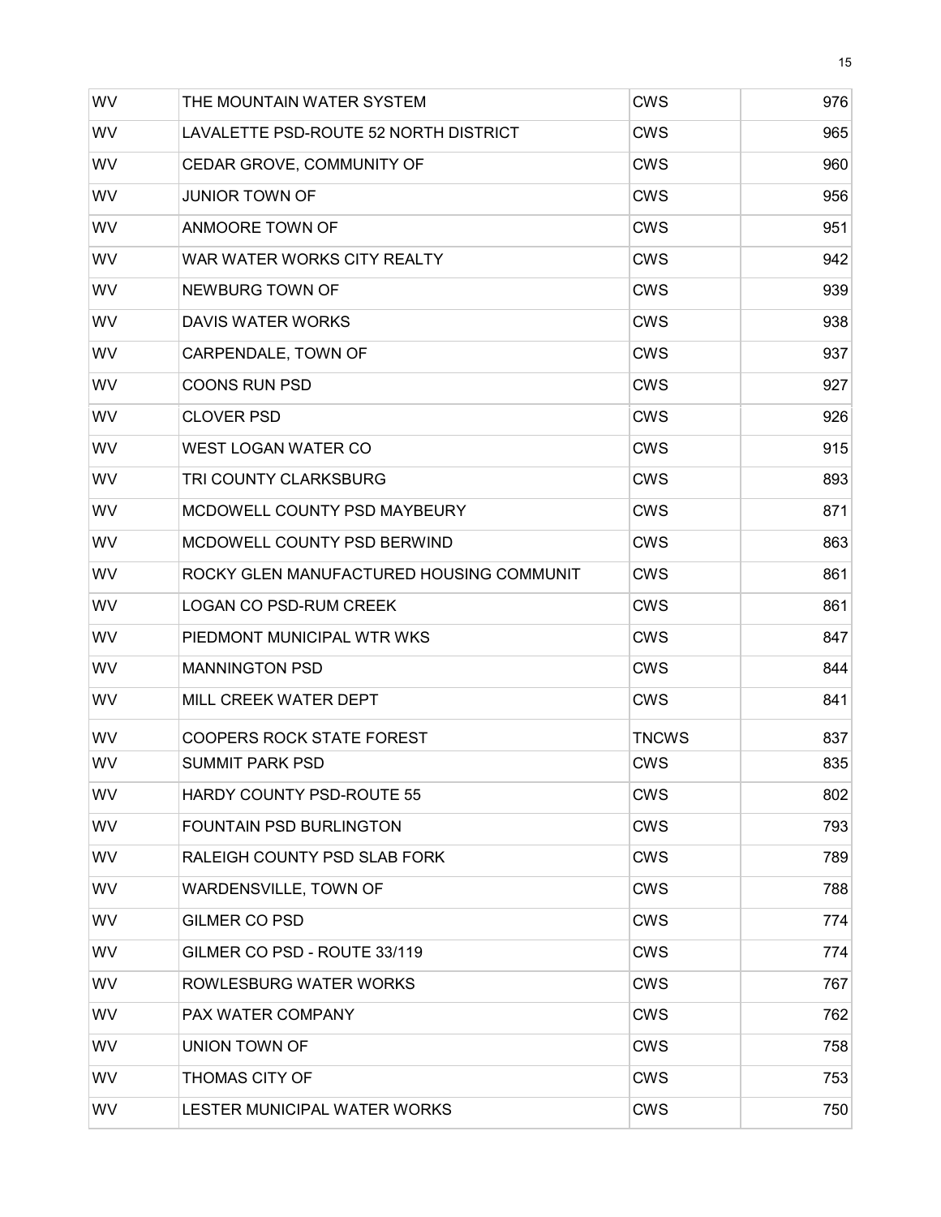| WV | THE MOUNTAIN WATER SYSTEM | CWS | 976 |
|---|---|---|---|
| WV | LAVALETTE PSD-ROUTE 52 NORTH DISTRICT | CWS | 965 |
| WV | CEDAR GROVE, COMMUNITY OF | CWS | 960 |
| WV | JUNIOR TOWN OF | CWS | 956 |
| WV | ANMOORE TOWN OF | CWS | 951 |
| WV | WAR WATER WORKS CITY REALTY | CWS | 942 |
| WV | NEWBURG TOWN OF | CWS | 939 |
| WV | DAVIS WATER WORKS | CWS | 938 |
| WV | CARPENDALE, TOWN OF | CWS | 937 |
| WV | COONS RUN PSD | CWS | 927 |
| WV | CLOVER PSD | CWS | 926 |
| WV | WEST LOGAN WATER CO | CWS | 915 |
| WV | TRI COUNTY CLARKSBURG | CWS | 893 |
| WV | MCDOWELL COUNTY PSD MAYBEURY | CWS | 871 |
| WV | MCDOWELL COUNTY PSD BERWIND | CWS | 863 |
| WV | ROCKY GLEN MANUFACTURED HOUSING COMMUNIT | CWS | 861 |
| WV | LOGAN CO PSD-RUM CREEK | CWS | 861 |
| WV | PIEDMONT MUNICIPAL WTR WKS | CWS | 847 |
| WV | MANNINGTON PSD | CWS | 844 |
| WV | MILL CREEK WATER DEPT | CWS | 841 |
| WV | COOPERS ROCK STATE FOREST | TNCWS | 837 |
| WV | SUMMIT PARK PSD | CWS | 835 |
| WV | HARDY COUNTY PSD-ROUTE 55 | CWS | 802 |
| WV | FOUNTAIN PSD BURLINGTON | CWS | 793 |
| WV | RALEIGH COUNTY PSD SLAB FORK | CWS | 789 |
| WV | WARDENSVILLE, TOWN OF | CWS | 788 |
| WV | GILMER CO PSD | CWS | 774 |
| WV | GILMER CO PSD - ROUTE 33/119 | CWS | 774 |
| WV | ROWLESBURG WATER WORKS | CWS | 767 |
| WV | PAX WATER COMPANY | CWS | 762 |
| WV | UNION TOWN OF | CWS | 758 |
| WV | THOMAS CITY OF | CWS | 753 |
| WV | LESTER MUNICIPAL WATER WORKS | CWS | 750 |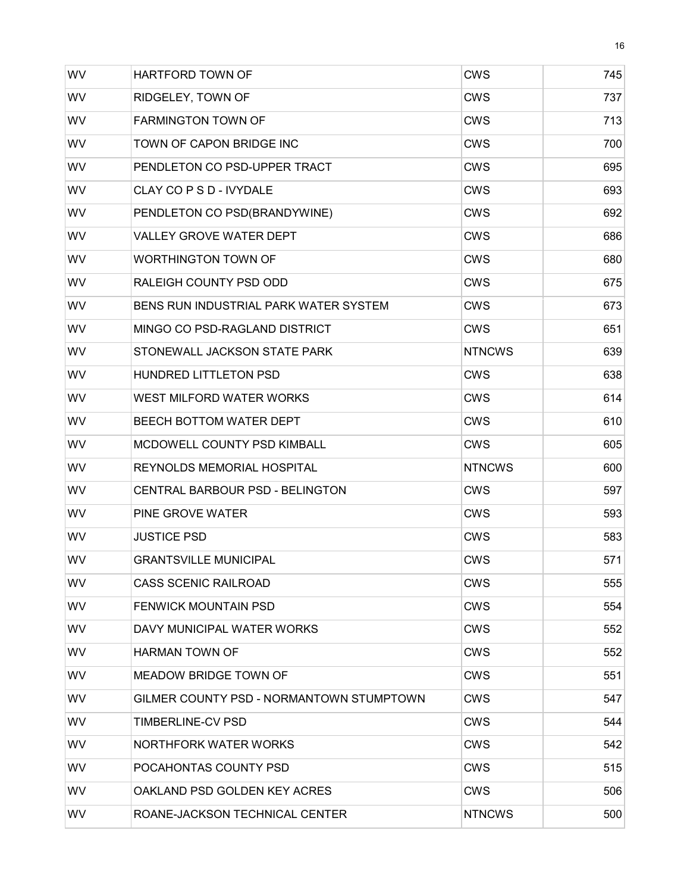| | | | |
|---|---|---|---|
| WV | HARTFORD TOWN OF | CWS | 745 |
| WV | RIDGELEY, TOWN OF | CWS | 737 |
| WV | FARMINGTON TOWN OF | CWS | 713 |
| WV | TOWN OF CAPON BRIDGE INC | CWS | 700 |
| WV | PENDLETON CO PSD-UPPER TRACT | CWS | 695 |
| WV | CLAY CO P S D - IVYDALE | CWS | 693 |
| WV | PENDLETON CO PSD(BRANDYWINE) | CWS | 692 |
| WV | VALLEY GROVE WATER DEPT | CWS | 686 |
| WV | WORTHINGTON TOWN OF | CWS | 680 |
| WV | RALEIGH COUNTY PSD ODD | CWS | 675 |
| WV | BENS RUN INDUSTRIAL PARK WATER SYSTEM | CWS | 673 |
| WV | MINGO CO PSD-RAGLAND DISTRICT | CWS | 651 |
| WV | STONEWALL JACKSON STATE PARK | NTNCWS | 639 |
| WV | HUNDRED LITTLETON PSD | CWS | 638 |
| WV | WEST MILFORD WATER WORKS | CWS | 614 |
| WV | BEECH BOTTOM WATER DEPT | CWS | 610 |
| WV | MCDOWELL COUNTY PSD KIMBALL | CWS | 605 |
| WV | REYNOLDS MEMORIAL HOSPITAL | NTNCWS | 600 |
| WV | CENTRAL BARBOUR PSD - BELINGTON | CWS | 597 |
| WV | PINE GROVE WATER | CWS | 593 |
| WV | JUSTICE PSD | CWS | 583 |
| WV | GRANTSVILLE MUNICIPAL | CWS | 571 |
| WV | CASS SCENIC RAILROAD | CWS | 555 |
| WV | FENWICK MOUNTAIN PSD | CWS | 554 |
| WV | DAVY MUNICIPAL WATER WORKS | CWS | 552 |
| WV | HARMAN TOWN OF | CWS | 552 |
| WV | MEADOW BRIDGE TOWN OF | CWS | 551 |
| WV | GILMER COUNTY PSD - NORMANTOWN STUMPTOWN | CWS | 547 |
| WV | TIMBERLINE-CV PSD | CWS | 544 |
| WV | NORTHFORK WATER WORKS | CWS | 542 |
| WV | POCAHONTAS COUNTY PSD | CWS | 515 |
| WV | OAKLAND PSD GOLDEN KEY ACRES | CWS | 506 |
| WV | ROANE-JACKSON TECHNICAL CENTER | NTNCWS | 500 |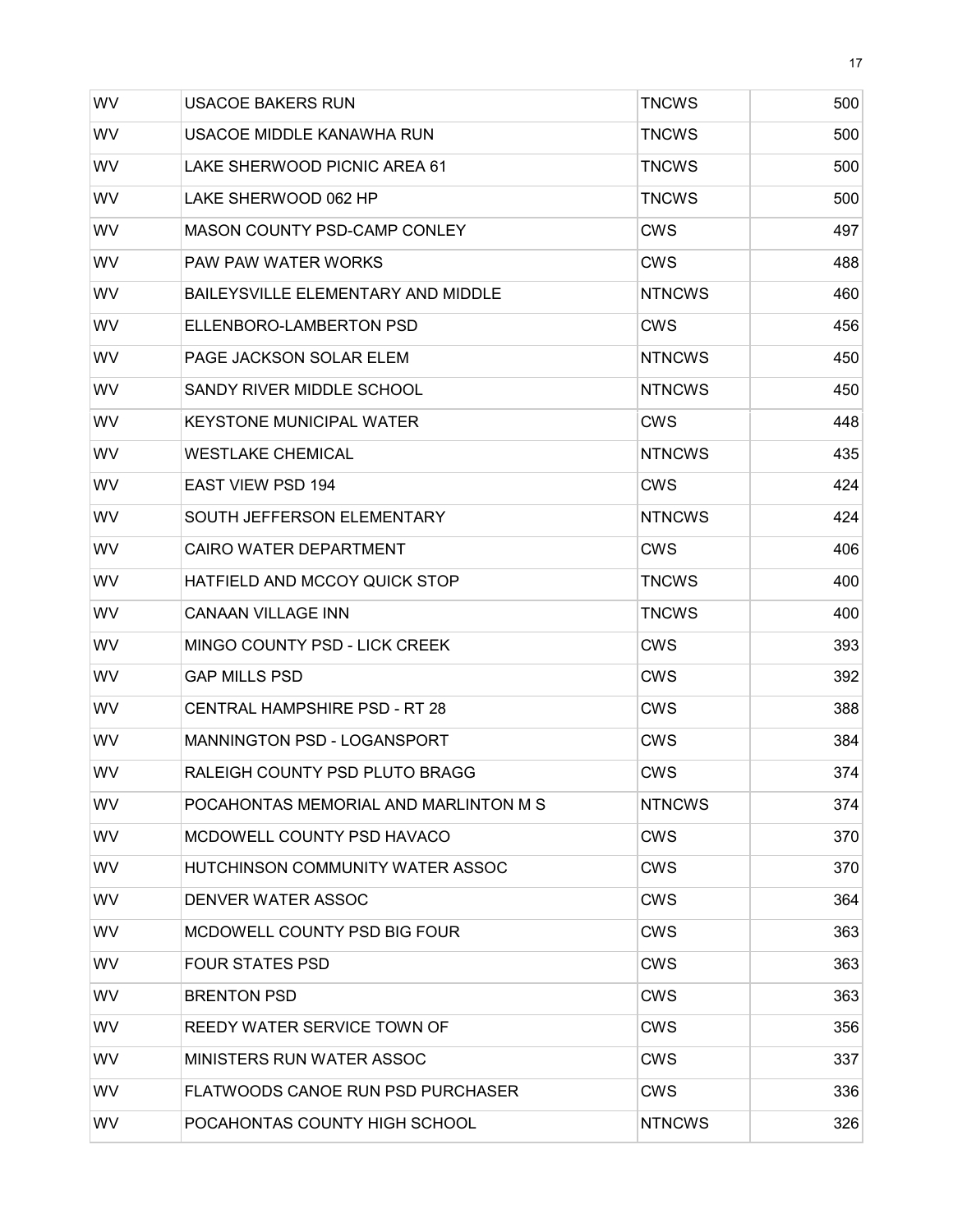| | | | |
|---|---|---|---|
| WV | USACOE BAKERS RUN | TNCWS | 500 |
| WV | USACOE MIDDLE KANAWHA RUN | TNCWS | 500 |
| WV | LAKE SHERWOOD PICNIC AREA 61 | TNCWS | 500 |
| WV | LAKE SHERWOOD 062 HP | TNCWS | 500 |
| WV | MASON COUNTY PSD-CAMP CONLEY | CWS | 497 |
| WV | PAW PAW WATER WORKS | CWS | 488 |
| WV | BAILEYSVILLE ELEMENTARY AND MIDDLE | NTNCWS | 460 |
| WV | ELLENBORO-LAMBERTON PSD | CWS | 456 |
| WV | PAGE JACKSON SOLAR ELEM | NTNCWS | 450 |
| WV | SANDY RIVER MIDDLE SCHOOL | NTNCWS | 450 |
| WV | KEYSTONE MUNICIPAL WATER | CWS | 448 |
| WV | WESTLAKE CHEMICAL | NTNCWS | 435 |
| WV | EAST VIEW PSD 194 | CWS | 424 |
| WV | SOUTH JEFFERSON ELEMENTARY | NTNCWS | 424 |
| WV | CAIRO WATER DEPARTMENT | CWS | 406 |
| WV | HATFIELD AND MCCOY QUICK STOP | TNCWS | 400 |
| WV | CANAAN VILLAGE INN | TNCWS | 400 |
| WV | MINGO COUNTY PSD - LICK CREEK | CWS | 393 |
| WV | GAP MILLS PSD | CWS | 392 |
| WV | CENTRAL HAMPSHIRE PSD - RT 28 | CWS | 388 |
| WV | MANNINGTON PSD - LOGANSPORT | CWS | 384 |
| WV | RALEIGH COUNTY PSD PLUTO BRAGG | CWS | 374 |
| WV | POCAHONTAS MEMORIAL AND MARLINTON M S | NTNCWS | 374 |
| WV | MCDOWELL COUNTY PSD HAVACO | CWS | 370 |
| WV | HUTCHINSON COMMUNITY WATER ASSOC | CWS | 370 |
| WV | DENVER WATER ASSOC | CWS | 364 |
| WV | MCDOWELL COUNTY PSD BIG FOUR | CWS | 363 |
| WV | FOUR STATES PSD | CWS | 363 |
| WV | BRENTON PSD | CWS | 363 |
| WV | REEDY WATER SERVICE TOWN OF | CWS | 356 |
| WV | MINISTERS RUN WATER ASSOC | CWS | 337 |
| WV | FLATWOODS CANOE RUN PSD PURCHASER | CWS | 336 |
| WV | POCAHONTAS COUNTY HIGH SCHOOL | NTNCWS | 326 |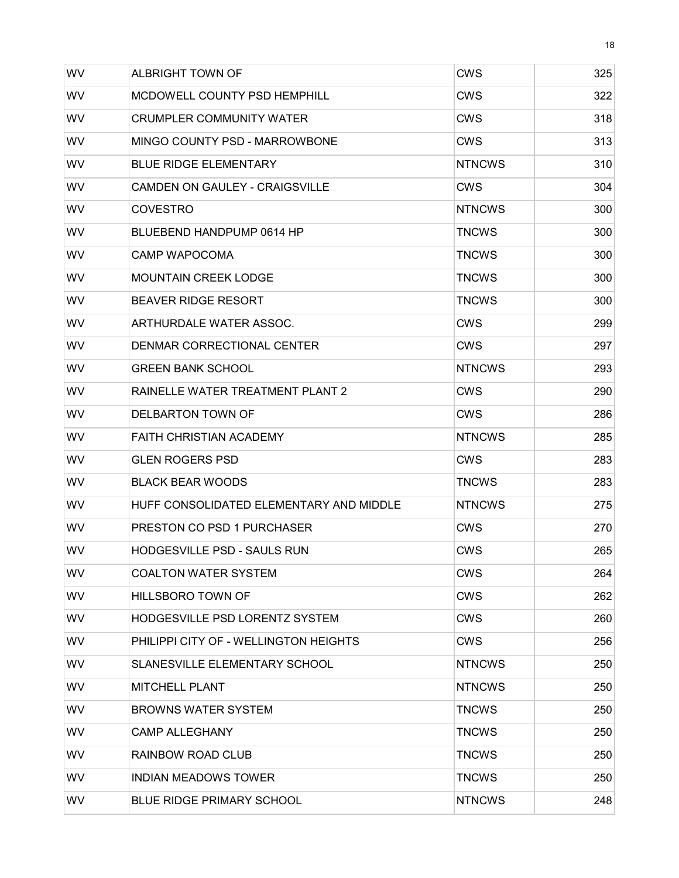| | | | |
|---|---|---|---|
| WV | ALBRIGHT TOWN OF | CWS | 325 |
| WV | MCDOWELL COUNTY PSD HEMPHILL | CWS | 322 |
| WV | CRUMPLER COMMUNITY WATER | CWS | 318 |
| WV | MINGO COUNTY PSD - MARROWBONE | CWS | 313 |
| WV | BLUE RIDGE ELEMENTARY | NTNCWS | 310 |
| WV | CAMDEN ON GAULEY - CRAIGSVILLE | CWS | 304 |
| WV | COVESTRO | NTNCWS | 300 |
| WV | BLUEBEND HANDPUMP 0614 HP | TNCWS | 300 |
| WV | CAMP WAPOCOMA | TNCWS | 300 |
| WV | MOUNTAIN CREEK LODGE | TNCWS | 300 |
| WV | BEAVER RIDGE RESORT | TNCWS | 300 |
| WV | ARTHURDALE WATER ASSOC. | CWS | 299 |
| WV | DENMAR CORRECTIONAL CENTER | CWS | 297 |
| WV | GREEN BANK SCHOOL | NTNCWS | 293 |
| WV | RAINELLE WATER TREATMENT PLANT 2 | CWS | 290 |
| WV | DELBARTON TOWN OF | CWS | 286 |
| WV | FAITH CHRISTIAN ACADEMY | NTNCWS | 285 |
| WV | GLEN ROGERS PSD | CWS | 283 |
| WV | BLACK BEAR WOODS | TNCWS | 283 |
| WV | HUFF CONSOLIDATED ELEMENTARY AND MIDDLE | NTNCWS | 275 |
| WV | PRESTON CO PSD 1 PURCHASER | CWS | 270 |
| WV | HODGESVILLE PSD - SAULS RUN | CWS | 265 |
| WV | COALTON WATER SYSTEM | CWS | 264 |
| WV | HILLSBORO TOWN OF | CWS | 262 |
| WV | HODGESVILLE PSD LORENTZ SYSTEM | CWS | 260 |
| WV | PHILIPPI CITY OF - WELLINGTON HEIGHTS | CWS | 256 |
| WV | SLANESVILLE ELEMENTARY SCHOOL | NTNCWS | 250 |
| WV | MITCHELL PLANT | NTNCWS | 250 |
| WV | BROWNS WATER SYSTEM | TNCWS | 250 |
| WV | CAMP ALLEGHANY | TNCWS | 250 |
| WV | RAINBOW ROAD CLUB | TNCWS | 250 |
| WV | INDIAN MEADOWS TOWER | TNCWS | 250 |
| WV | BLUE RIDGE PRIMARY SCHOOL | NTNCWS | 248 |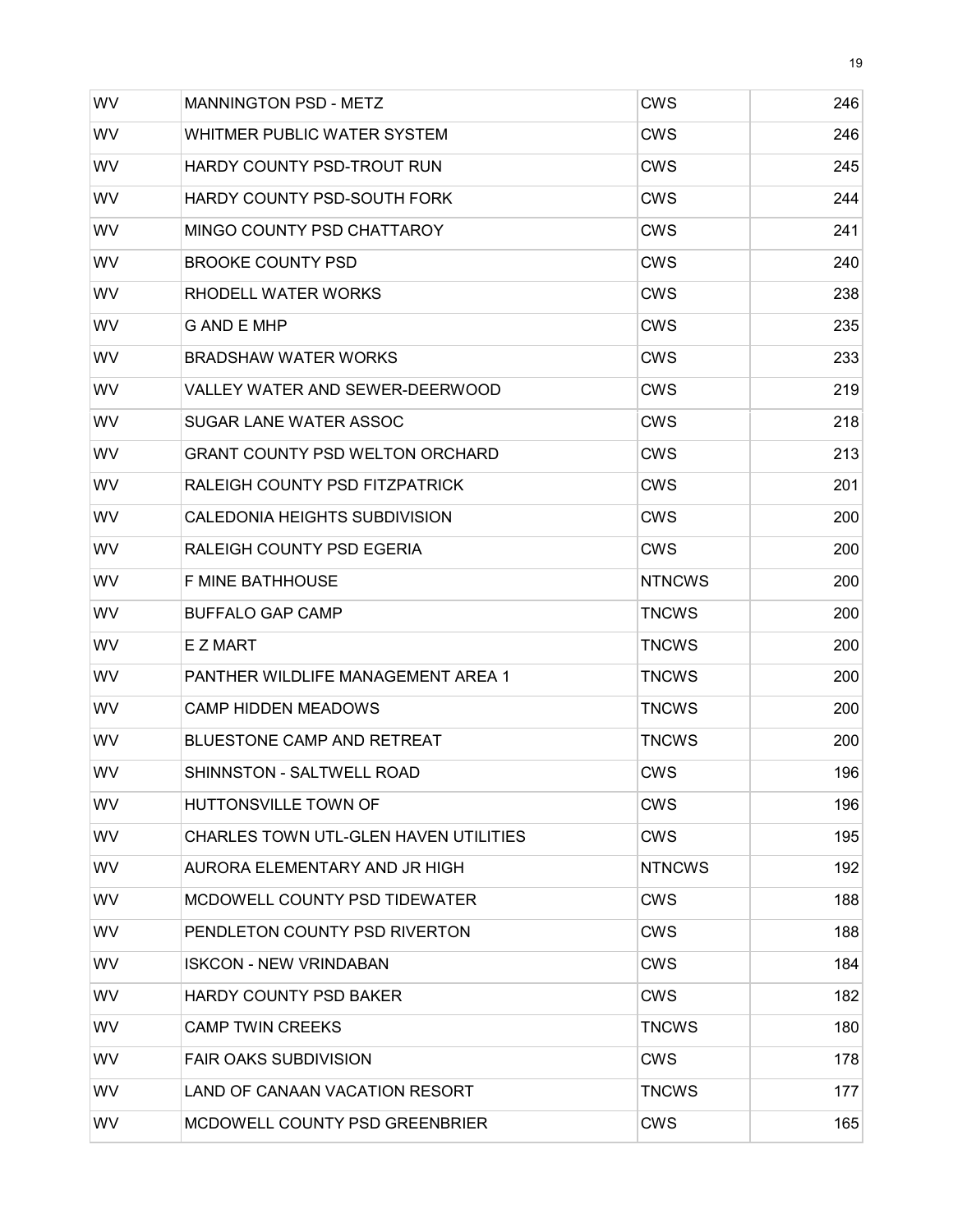| WV | MANNINGTON PSD - METZ | CWS | 246 |
|---|---|---|---|
| WV | WHITMER PUBLIC WATER SYSTEM | CWS | 246 |
| WV | HARDY COUNTY PSD-TROUT RUN | CWS | 245 |
| WV | HARDY COUNTY PSD-SOUTH FORK | CWS | 244 |
| WV | MINGO COUNTY PSD CHATTAROY | CWS | 241 |
| WV | BROOKE COUNTY PSD | CWS | 240 |
| WV | RHODELL WATER WORKS | CWS | 238 |
| WV | G AND E MHP | CWS | 235 |
| WV | BRADSHAW WATER WORKS | CWS | 233 |
| WV | VALLEY WATER AND SEWER-DEERWOOD | CWS | 219 |
| WV | SUGAR LANE WATER ASSOC | CWS | 218 |
| WV | GRANT COUNTY PSD WELTON ORCHARD | CWS | 213 |
| WV | RALEIGH COUNTY PSD FITZPATRICK | CWS | 201 |
| WV | CALEDONIA HEIGHTS SUBDIVISION | CWS | 200 |
| WV | RALEIGH COUNTY PSD EGERIA | CWS | 200 |
| WV | F MINE BATHHOUSE | NTNCWS | 200 |
| WV | BUFFALO GAP CAMP | TNCWS | 200 |
| WV | E Z MART | TNCWS | 200 |
| WV | PANTHER WILDLIFE MANAGEMENT AREA 1 | TNCWS | 200 |
| WV | CAMP HIDDEN MEADOWS | TNCWS | 200 |
| WV | BLUESTONE CAMP AND RETREAT | TNCWS | 200 |
| WV | SHINNSTON - SALTWELL ROAD | CWS | 196 |
| WV | HUTTONSVILLE TOWN OF | CWS | 196 |
| WV | CHARLES TOWN UTL-GLEN HAVEN UTILITIES | CWS | 195 |
| WV | AURORA ELEMENTARY AND JR HIGH | NTNCWS | 192 |
| WV | MCDOWELL COUNTY PSD TIDEWATER | CWS | 188 |
| WV | PENDLETON COUNTY PSD RIVERTON | CWS | 188 |
| WV | ISKCON - NEW VRINDABAN | CWS | 184 |
| WV | HARDY COUNTY PSD BAKER | CWS | 182 |
| WV | CAMP TWIN CREEKS | TNCWS | 180 |
| WV | FAIR OAKS SUBDIVISION | CWS | 178 |
| WV | LAND OF CANAAN VACATION RESORT | TNCWS | 177 |
| WV | MCDOWELL COUNTY PSD GREENBRIER | CWS | 165 |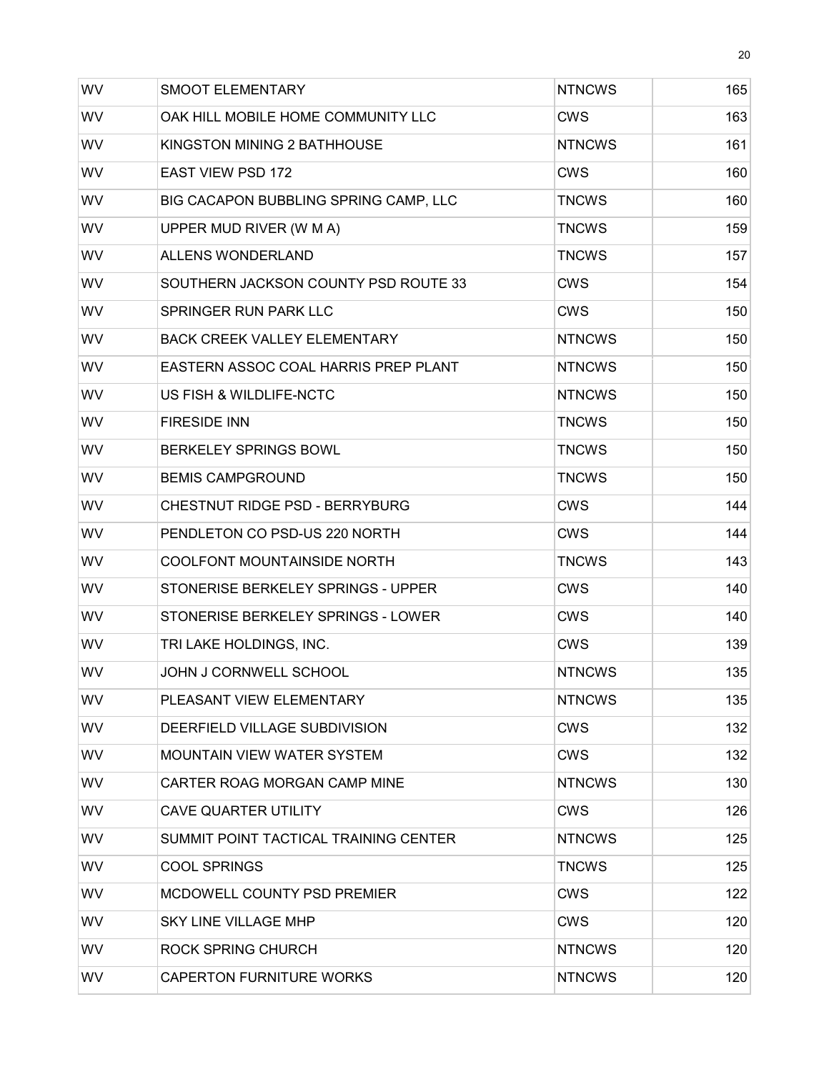| | | | |
|---|---|---|---|
| WV | SMOOT ELEMENTARY | NTNCWS | 165 |
| WV | OAK HILL MOBILE HOME COMMUNITY LLC | CWS | 163 |
| WV | KINGSTON MINING 2 BATHHOUSE | NTNCWS | 161 |
| WV | EAST VIEW PSD 172 | CWS | 160 |
| WV | BIG CACAPON BUBBLING SPRING CAMP, LLC | TNCWS | 160 |
| WV | UPPER MUD RIVER (W M A) | TNCWS | 159 |
| WV | ALLENS WONDERLAND | TNCWS | 157 |
| WV | SOUTHERN JACKSON COUNTY PSD ROUTE 33 | CWS | 154 |
| WV | SPRINGER RUN PARK LLC | CWS | 150 |
| WV | BACK CREEK VALLEY ELEMENTARY | NTNCWS | 150 |
| WV | EASTERN ASSOC COAL HARRIS PREP PLANT | NTNCWS | 150 |
| WV | US FISH & WILDLIFE-NCTC | NTNCWS | 150 |
| WV | FIRESIDE INN | TNCWS | 150 |
| WV | BERKELEY SPRINGS BOWL | TNCWS | 150 |
| WV | BEMIS CAMPGROUND | TNCWS | 150 |
| WV | CHESTNUT RIDGE PSD - BERRYBURG | CWS | 144 |
| WV | PENDLETON CO PSD-US 220 NORTH | CWS | 144 |
| WV | COOLFONT MOUNTAINSIDE NORTH | TNCWS | 143 |
| WV | STONERISE BERKELEY SPRINGS - UPPER | CWS | 140 |
| WV | STONERISE BERKELEY SPRINGS - LOWER | CWS | 140 |
| WV | TRI LAKE HOLDINGS, INC. | CWS | 139 |
| WV | JOHN J CORNWELL SCHOOL | NTNCWS | 135 |
| WV | PLEASANT VIEW ELEMENTARY | NTNCWS | 135 |
| WV | DEERFIELD VILLAGE SUBDIVISION | CWS | 132 |
| WV | MOUNTAIN VIEW WATER SYSTEM | CWS | 132 |
| WV | CARTER ROAG MORGAN CAMP MINE | NTNCWS | 130 |
| WV | CAVE QUARTER UTILITY | CWS | 126 |
| WV | SUMMIT POINT TACTICAL TRAINING CENTER | NTNCWS | 125 |
| WV | COOL SPRINGS | TNCWS | 125 |
| WV | MCDOWELL COUNTY PSD PREMIER | CWS | 122 |
| WV | SKY LINE VILLAGE MHP | CWS | 120 |
| WV | ROCK SPRING CHURCH | NTNCWS | 120 |
| WV | CAPERTON FURNITURE WORKS | NTNCWS | 120 |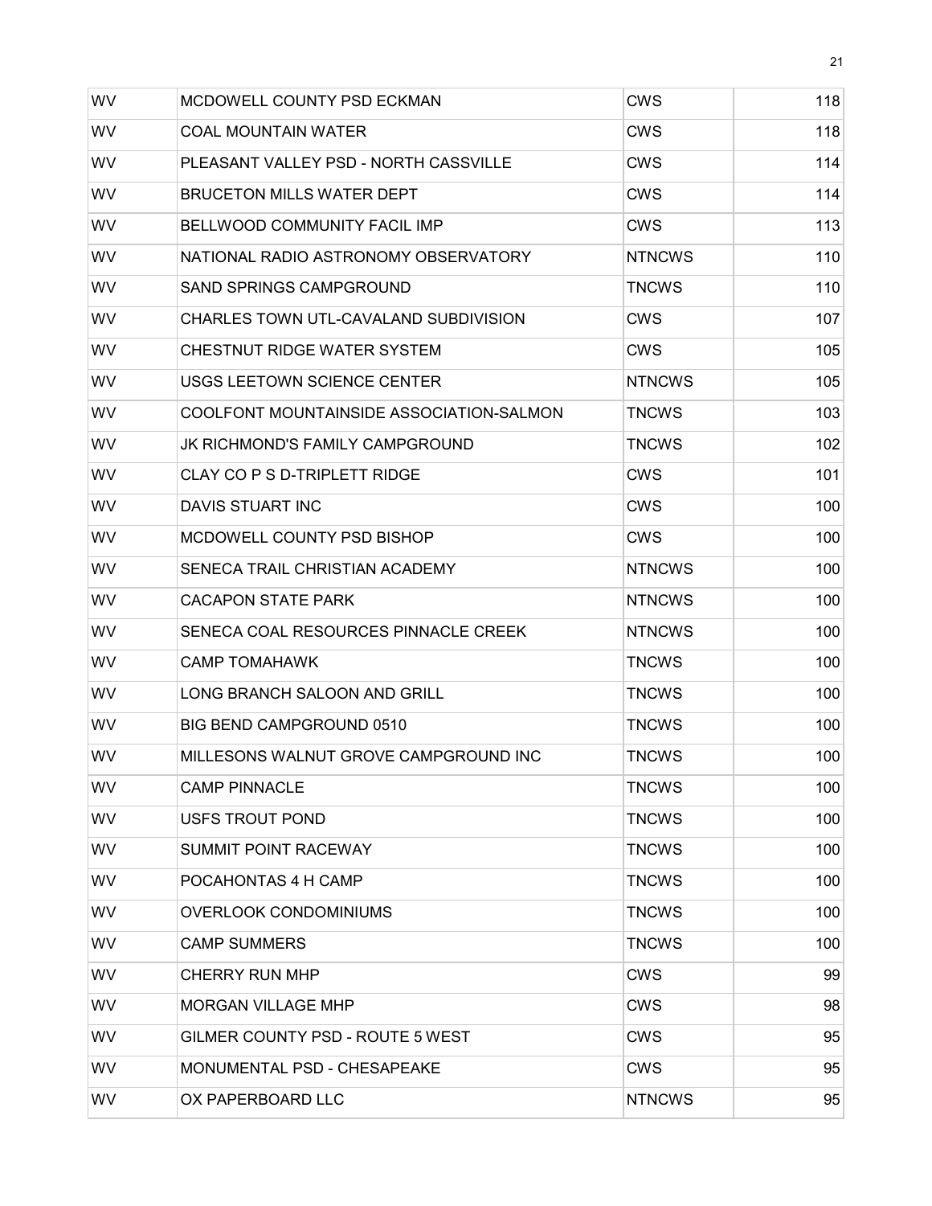| | | | |
|---|---|---|---|
| WV | MCDOWELL COUNTY PSD ECKMAN | CWS | 118 |
| WV | COAL MOUNTAIN WATER | CWS | 118 |
| WV | PLEASANT VALLEY PSD - NORTH CASSVILLE | CWS | 114 |
| WV | BRUCETON MILLS WATER DEPT | CWS | 114 |
| WV | BELLWOOD COMMUNITY FACIL IMP | CWS | 113 |
| WV | NATIONAL RADIO ASTRONOMY OBSERVATORY | NTNCWS | 110 |
| WV | SAND SPRINGS CAMPGROUND | TNCWS | 110 |
| WV | CHARLES TOWN UTL-CAVALAND SUBDIVISION | CWS | 107 |
| WV | CHESTNUT RIDGE WATER SYSTEM | CWS | 105 |
| WV | USGS LEETOWN SCIENCE CENTER | NTNCWS | 105 |
| WV | COOLFONT MOUNTAINSIDE ASSOCIATION-SALMON | TNCWS | 103 |
| WV | JK RICHMOND'S FAMILY CAMPGROUND | TNCWS | 102 |
| WV | CLAY CO P S D-TRIPLETT RIDGE | CWS | 101 |
| WV | DAVIS STUART INC | CWS | 100 |
| WV | MCDOWELL COUNTY PSD BISHOP | CWS | 100 |
| WV | SENECA TRAIL CHRISTIAN ACADEMY | NTNCWS | 100 |
| WV | CACAPON STATE PARK | NTNCWS | 100 |
| WV | SENECA COAL RESOURCES PINNACLE CREEK | NTNCWS | 100 |
| WV | CAMP TOMAHAWK | TNCWS | 100 |
| WV | LONG BRANCH SALOON AND GRILL | TNCWS | 100 |
| WV | BIG BEND CAMPGROUND 0510 | TNCWS | 100 |
| WV | MILLESONS WALNUT GROVE CAMPGROUND INC | TNCWS | 100 |
| WV | CAMP PINNACLE | TNCWS | 100 |
| WV | USFS TROUT POND | TNCWS | 100 |
| WV | SUMMIT POINT RACEWAY | TNCWS | 100 |
| WV | POCAHONTAS 4 H CAMP | TNCWS | 100 |
| WV | OVERLOOK CONDOMINIUMS | TNCWS | 100 |
| WV | CAMP SUMMERS | TNCWS | 100 |
| WV | CHERRY RUN MHP | CWS | 99 |
| WV | MORGAN VILLAGE MHP | CWS | 98 |
| WV | GILMER COUNTY PSD - ROUTE 5 WEST | CWS | 95 |
| WV | MONUMENTAL PSD - CHESAPEAKE | CWS | 95 |
| WV | OX PAPERBOARD LLC | NTNCWS | 95 |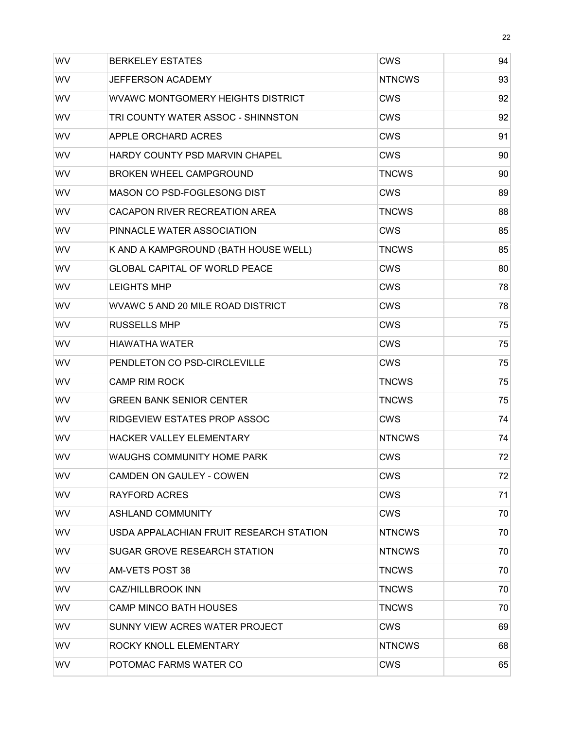| | | | |
|---|---|---|---|
| WV | BERKELEY ESTATES | CWS | 94 |
| WV | JEFFERSON ACADEMY | NTNCWS | 93 |
| WV | WVAWC MONTGOMERY HEIGHTS DISTRICT | CWS | 92 |
| WV | TRI COUNTY WATER ASSOC - SHINNSTON | CWS | 92 |
| WV | APPLE ORCHARD ACRES | CWS | 91 |
| WV | HARDY COUNTY PSD MARVIN CHAPEL | CWS | 90 |
| WV | BROKEN WHEEL CAMPGROUND | TNCWS | 90 |
| WV | MASON CO PSD-FOGLESONG DIST | CWS | 89 |
| WV | CACAPON RIVER RECREATION AREA | TNCWS | 88 |
| WV | PINNACLE WATER ASSOCIATION | CWS | 85 |
| WV | K AND A KAMPGROUND (BATH HOUSE WELL) | TNCWS | 85 |
| WV | GLOBAL CAPITAL OF WORLD PEACE | CWS | 80 |
| WV | LEIGHTS MHP | CWS | 78 |
| WV | WVAWC 5 AND 20 MILE ROAD DISTRICT | CWS | 78 |
| WV | RUSSELLS MHP | CWS | 75 |
| WV | HIAWATHA WATER | CWS | 75 |
| WV | PENDLETON CO PSD-CIRCLEVILLE | CWS | 75 |
| WV | CAMP RIM ROCK | TNCWS | 75 |
| WV | GREEN BANK SENIOR CENTER | TNCWS | 75 |
| WV | RIDGEVIEW ESTATES PROP ASSOC | CWS | 74 |
| WV | HACKER VALLEY ELEMENTARY | NTNCWS | 74 |
| WV | WAUGHS COMMUNITY HOME PARK | CWS | 72 |
| WV | CAMDEN ON GAULEY - COWEN | CWS | 72 |
| WV | RAYFORD ACRES | CWS | 71 |
| WV | ASHLAND COMMUNITY | CWS | 70 |
| WV | USDA APPALACHIAN FRUIT RESEARCH STATION | NTNCWS | 70 |
| WV | SUGAR GROVE RESEARCH STATION | NTNCWS | 70 |
| WV | AM-VETS POST 38 | TNCWS | 70 |
| WV | CAZ/HILLBROOK INN | TNCWS | 70 |
| WV | CAMP MINCO BATH HOUSES | TNCWS | 70 |
| WV | SUNNY VIEW ACRES WATER PROJECT | CWS | 69 |
| WV | ROCKY KNOLL ELEMENTARY | NTNCWS | 68 |
| WV | POTOMAC FARMS WATER CO | CWS | 65 |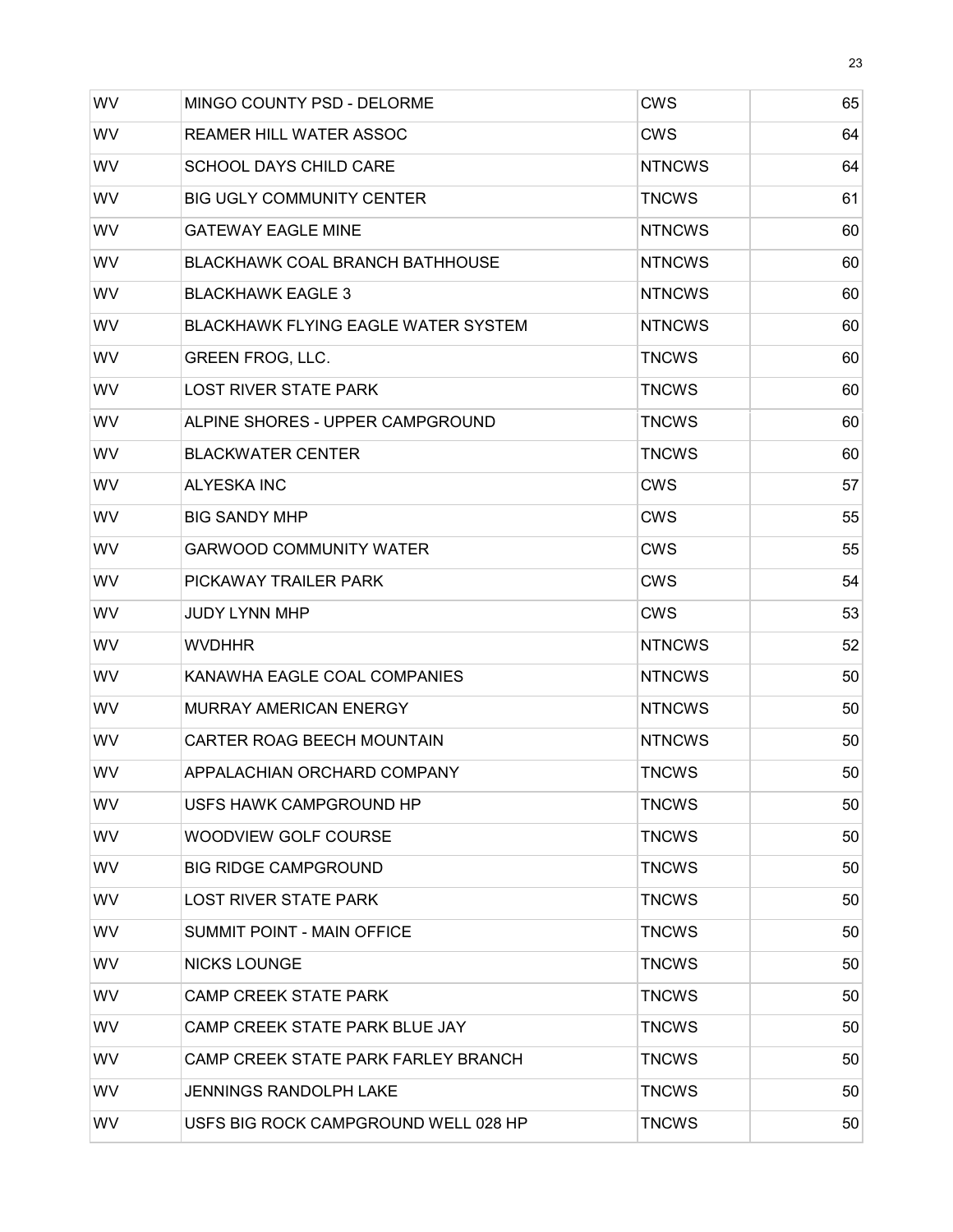| | | | |
|---|---|---|---|
| WV | MINGO COUNTY PSD - DELORME | CWS | 65 |
| WV | REAMER HILL WATER ASSOC | CWS | 64 |
| WV | SCHOOL DAYS CHILD CARE | NTNCWS | 64 |
| WV | BIG UGLY COMMUNITY CENTER | TNCWS | 61 |
| WV | GATEWAY EAGLE MINE | NTNCWS | 60 |
| WV | BLACKHAWK COAL BRANCH BATHHOUSE | NTNCWS | 60 |
| WV | BLACKHAWK EAGLE 3 | NTNCWS | 60 |
| WV | BLACKHAWK FLYING EAGLE WATER SYSTEM | NTNCWS | 60 |
| WV | GREEN FROG, LLC. | TNCWS | 60 |
| WV | LOST RIVER STATE PARK | TNCWS | 60 |
| WV | ALPINE SHORES - UPPER CAMPGROUND | TNCWS | 60 |
| WV | BLACKWATER CENTER | TNCWS | 60 |
| WV | ALYESKA INC | CWS | 57 |
| WV | BIG SANDY MHP | CWS | 55 |
| WV | GARWOOD COMMUNITY WATER | CWS | 55 |
| WV | PICKAWAY TRAILER PARK | CWS | 54 |
| WV | JUDY LYNN MHP | CWS | 53 |
| WV | WVDHHR | NTNCWS | 52 |
| WV | KANAWHA EAGLE COAL COMPANIES | NTNCWS | 50 |
| WV | MURRAY AMERICAN ENERGY | NTNCWS | 50 |
| WV | CARTER ROAG BEECH MOUNTAIN | NTNCWS | 50 |
| WV | APPALACHIAN ORCHARD COMPANY | TNCWS | 50 |
| WV | USFS HAWK CAMPGROUND HP | TNCWS | 50 |
| WV | WOODVIEW GOLF COURSE | TNCWS | 50 |
| WV | BIG RIDGE CAMPGROUND | TNCWS | 50 |
| WV | LOST RIVER STATE PARK | TNCWS | 50 |
| WV | SUMMIT POINT - MAIN OFFICE | TNCWS | 50 |
| WV | NICKS LOUNGE | TNCWS | 50 |
| WV | CAMP CREEK STATE PARK | TNCWS | 50 |
| WV | CAMP CREEK STATE PARK BLUE JAY | TNCWS | 50 |
| WV | CAMP CREEK STATE PARK FARLEY BRANCH | TNCWS | 50 |
| WV | JENNINGS RANDOLPH LAKE | TNCWS | 50 |
| WV | USFS BIG ROCK CAMPGROUND WELL 028 HP | TNCWS | 50 |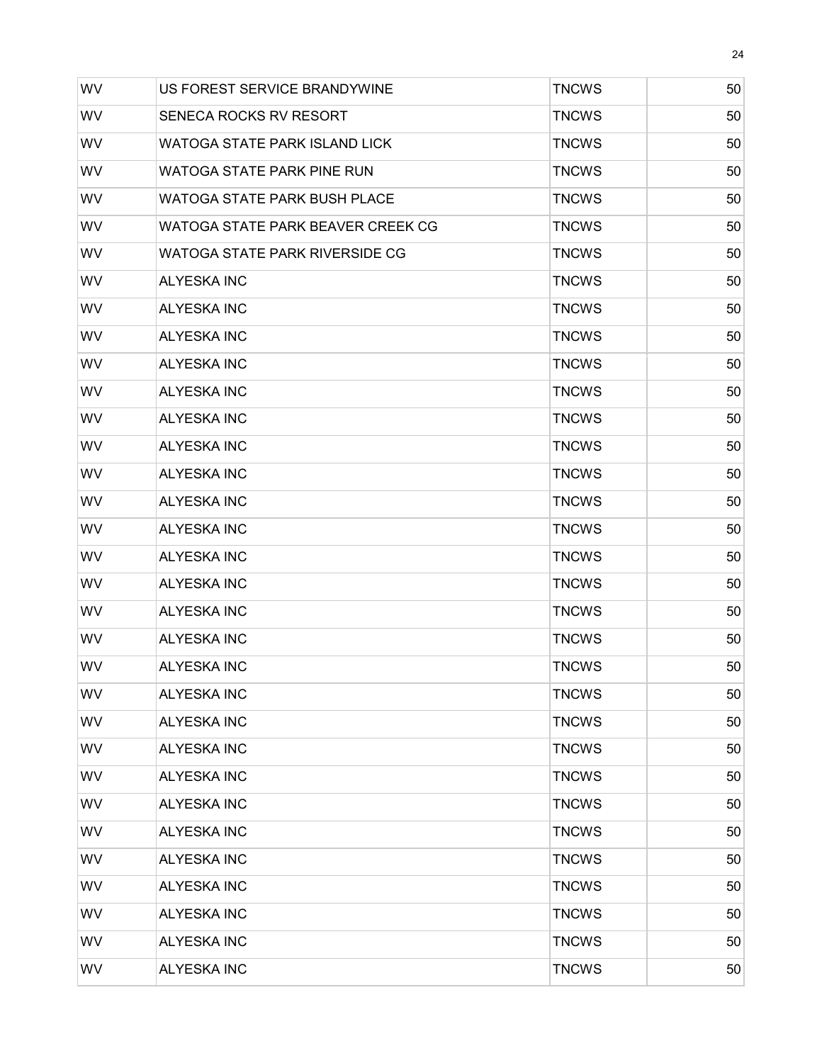| WV | US FOREST SERVICE BRANDYWINE | TNCWS | 50 |
|---|---|---|---|
| WV | SENECA ROCKS RV RESORT | TNCWS | 50 |
| WV | WATOGA STATE PARK ISLAND LICK | TNCWS | 50 |
| WV | WATOGA STATE PARK PINE RUN | TNCWS | 50 |
| WV | WATOGA STATE PARK BUSH PLACE | TNCWS | 50 |
| WV | WATOGA STATE PARK BEAVER CREEK CG | TNCWS | 50 |
| WV | WATOGA STATE PARK RIVERSIDE CG | TNCWS | 50 |
| WV | ALYESKA INC | TNCWS | 50 |
| WV | ALYESKA INC | TNCWS | 50 |
| WV | ALYESKA INC | TNCWS | 50 |
| WV | ALYESKA INC | TNCWS | 50 |
| WV | ALYESKA INC | TNCWS | 50 |
| WV | ALYESKA INC | TNCWS | 50 |
| WV | ALYESKA INC | TNCWS | 50 |
| WV | ALYESKA INC | TNCWS | 50 |
| WV | ALYESKA INC | TNCWS | 50 |
| WV | ALYESKA INC | TNCWS | 50 |
| WV | ALYESKA INC | TNCWS | 50 |
| WV | ALYESKA INC | TNCWS | 50 |
| WV | ALYESKA INC | TNCWS | 50 |
| WV | ALYESKA INC | TNCWS | 50 |
| WV | ALYESKA INC | TNCWS | 50 |
| WV | ALYESKA INC | TNCWS | 50 |
| WV | ALYESKA INC | TNCWS | 50 |
| WV | ALYESKA INC | TNCWS | 50 |
| WV | ALYESKA INC | TNCWS | 50 |
| WV | ALYESKA INC | TNCWS | 50 |
| WV | ALYESKA INC | TNCWS | 50 |
| WV | ALYESKA INC | TNCWS | 50 |
| WV | ALYESKA INC | TNCWS | 50 |
| WV | ALYESKA INC | TNCWS | 50 |
| WV | ALYESKA INC | TNCWS | 50 |
| WV | ALYESKA INC | TNCWS | 50 |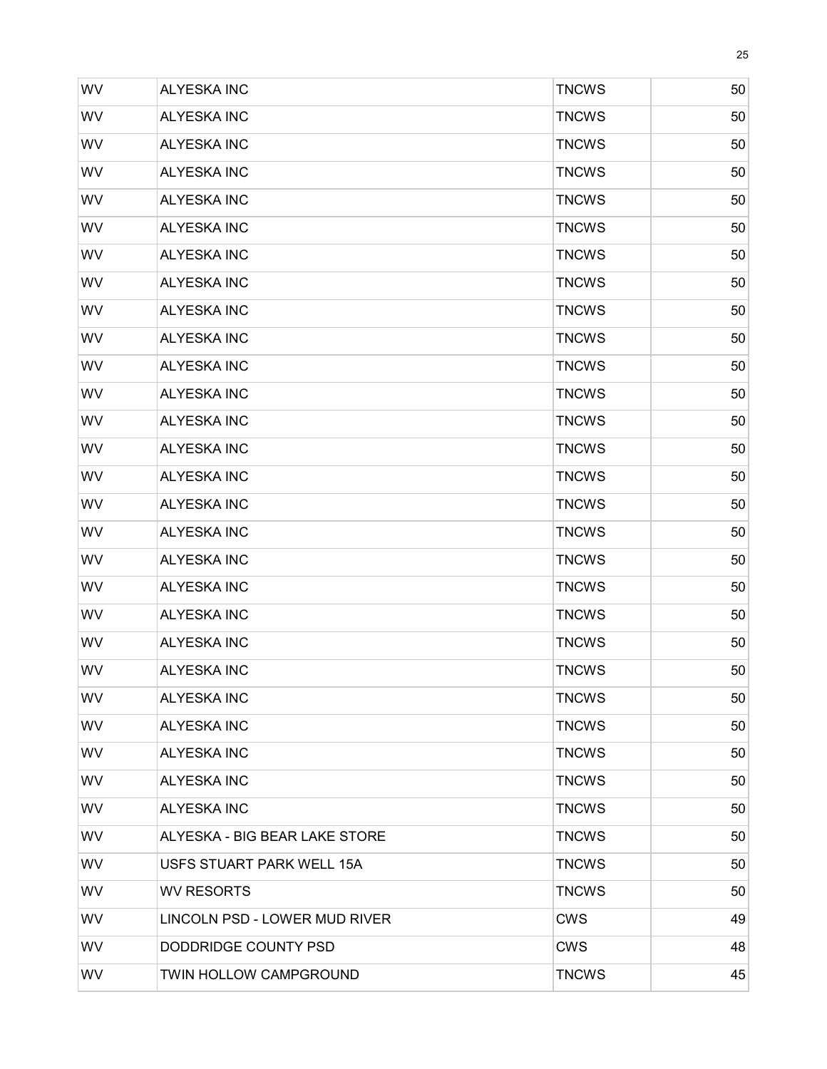| | | | |
|---|---|---|---|
| WV | ALYESKA INC | TNCWS | 50 |
| WV | ALYESKA INC | TNCWS | 50 |
| WV | ALYESKA INC | TNCWS | 50 |
| WV | ALYESKA INC | TNCWS | 50 |
| WV | ALYESKA INC | TNCWS | 50 |
| WV | ALYESKA INC | TNCWS | 50 |
| WV | ALYESKA INC | TNCWS | 50 |
| WV | ALYESKA INC | TNCWS | 50 |
| WV | ALYESKA INC | TNCWS | 50 |
| WV | ALYESKA INC | TNCWS | 50 |
| WV | ALYESKA INC | TNCWS | 50 |
| WV | ALYESKA INC | TNCWS | 50 |
| WV | ALYESKA INC | TNCWS | 50 |
| WV | ALYESKA INC | TNCWS | 50 |
| WV | ALYESKA INC | TNCWS | 50 |
| WV | ALYESKA INC | TNCWS | 50 |
| WV | ALYESKA INC | TNCWS | 50 |
| WV | ALYESKA INC | TNCWS | 50 |
| WV | ALYESKA INC | TNCWS | 50 |
| WV | ALYESKA INC | TNCWS | 50 |
| WV | ALYESKA INC | TNCWS | 50 |
| WV | ALYESKA INC | TNCWS | 50 |
| WV | ALYESKA INC | TNCWS | 50 |
| WV | ALYESKA INC | TNCWS | 50 |
| WV | ALYESKA INC | TNCWS | 50 |
| WV | ALYESKA INC | TNCWS | 50 |
| WV | ALYESKA INC | TNCWS | 50 |
| WV | ALYESKA - BIG BEAR LAKE STORE | TNCWS | 50 |
| WV | USFS STUART PARK WELL 15A | TNCWS | 50 |
| WV | WV RESORTS | TNCWS | 50 |
| WV | LINCOLN PSD - LOWER MUD RIVER | CWS | 49 |
| WV | DODDRIDGE COUNTY PSD | CWS | 48 |
| WV | TWIN HOLLOW CAMPGROUND | TNCWS | 45 |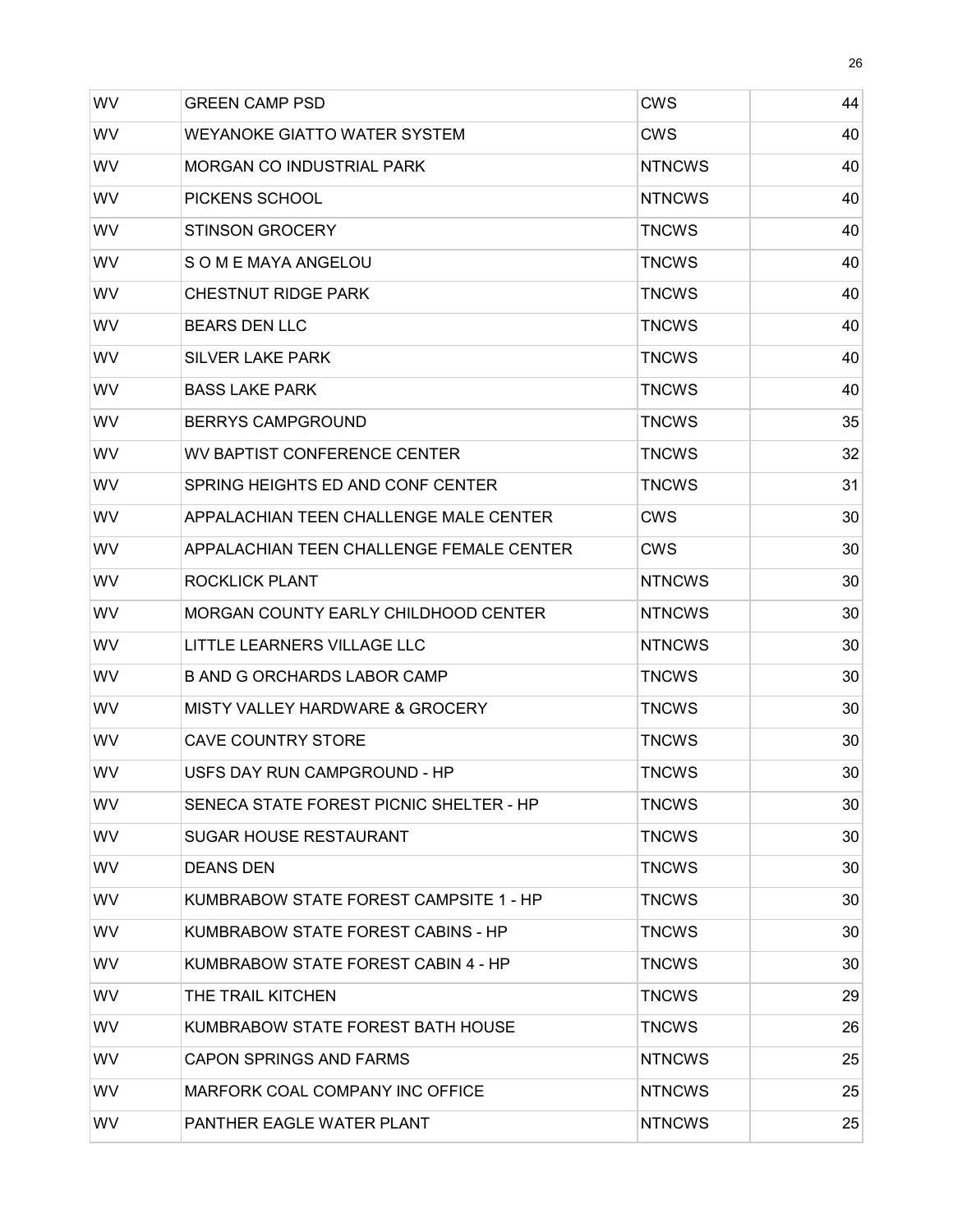| WV | GREEN CAMP PSD | CWS | 44 |
|---|---|---|---|
| WV | WEYANOKE GIATTO WATER SYSTEM | CWS | 40 |
| WV | MORGAN CO INDUSTRIAL PARK | NTNCWS | 40 |
| WV | PICKENS SCHOOL | NTNCWS | 40 |
| WV | STINSON GROCERY | TNCWS | 40 |
| WV | S O M E MAYA ANGELOU | TNCWS | 40 |
| WV | CHESTNUT RIDGE PARK | TNCWS | 40 |
| WV | BEARS DEN LLC | TNCWS | 40 |
| WV | SILVER LAKE PARK | TNCWS | 40 |
| WV | BASS LAKE PARK | TNCWS | 40 |
| WV | BERRYS CAMPGROUND | TNCWS | 35 |
| WV | WV BAPTIST CONFERENCE CENTER | TNCWS | 32 |
| WV | SPRING HEIGHTS ED AND CONF CENTER | TNCWS | 31 |
| WV | APPALACHIAN TEEN CHALLENGE MALE CENTER | CWS | 30 |
| WV | APPALACHIAN TEEN CHALLENGE FEMALE CENTER | CWS | 30 |
| WV | ROCKLICK PLANT | NTNCWS | 30 |
| WV | MORGAN COUNTY EARLY CHILDHOOD CENTER | NTNCWS | 30 |
| WV | LITTLE LEARNERS VILLAGE LLC | NTNCWS | 30 |
| WV | B AND G ORCHARDS LABOR CAMP | TNCWS | 30 |
| WV | MISTY VALLEY HARDWARE & GROCERY | TNCWS | 30 |
| WV | CAVE COUNTRY STORE | TNCWS | 30 |
| WV | USFS DAY RUN CAMPGROUND - HP | TNCWS | 30 |
| WV | SENECA STATE FOREST PICNIC SHELTER - HP | TNCWS | 30 |
| WV | SUGAR HOUSE RESTAURANT | TNCWS | 30 |
| WV | DEANS DEN | TNCWS | 30 |
| WV | KUMBRABOW STATE FOREST CAMPSITE 1 - HP | TNCWS | 30 |
| WV | KUMBRABOW STATE FOREST CABINS - HP | TNCWS | 30 |
| WV | KUMBRABOW STATE FOREST CABIN 4 - HP | TNCWS | 30 |
| WV | THE TRAIL KITCHEN | TNCWS | 29 |
| WV | KUMBRABOW STATE FOREST BATH HOUSE | TNCWS | 26 |
| WV | CAPON SPRINGS AND FARMS | NTNCWS | 25 |
| WV | MARFORK COAL COMPANY INC OFFICE | NTNCWS | 25 |
| WV | PANTHER EAGLE WATER PLANT | NTNCWS | 25 |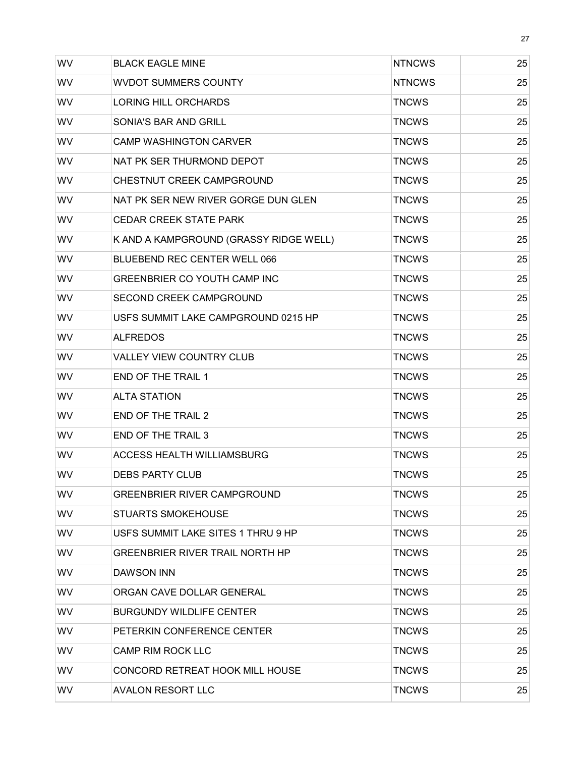| | | | |
|---|---|---|---|
| WV | BLACK EAGLE MINE | NTNCWS | 25 |
| WV | WVDOT SUMMERS COUNTY | NTNCWS | 25 |
| WV | LORING HILL ORCHARDS | TNCWS | 25 |
| WV | SONIA'S BAR AND GRILL | TNCWS | 25 |
| WV | CAMP WASHINGTON CARVER | TNCWS | 25 |
| WV | NAT PK SER THURMOND DEPOT | TNCWS | 25 |
| WV | CHESTNUT CREEK CAMPGROUND | TNCWS | 25 |
| WV | NAT PK SER NEW RIVER GORGE DUN GLEN | TNCWS | 25 |
| WV | CEDAR CREEK STATE PARK | TNCWS | 25 |
| WV | K AND A KAMPGROUND (GRASSY RIDGE WELL) | TNCWS | 25 |
| WV | BLUEBEND REC CENTER WELL 066 | TNCWS | 25 |
| WV | GREENBRIER CO YOUTH CAMP INC | TNCWS | 25 |
| WV | SECOND CREEK CAMPGROUND | TNCWS | 25 |
| WV | USFS SUMMIT LAKE CAMPGROUND 0215 HP | TNCWS | 25 |
| WV | ALFREDOS | TNCWS | 25 |
| WV | VALLEY VIEW COUNTRY CLUB | TNCWS | 25 |
| WV | END OF THE TRAIL 1 | TNCWS | 25 |
| WV | ALTA STATION | TNCWS | 25 |
| WV | END OF THE TRAIL 2 | TNCWS | 25 |
| WV | END OF THE TRAIL 3 | TNCWS | 25 |
| WV | ACCESS HEALTH WILLIAMSBURG | TNCWS | 25 |
| WV | DEBS PARTY CLUB | TNCWS | 25 |
| WV | GREENBRIER RIVER CAMPGROUND | TNCWS | 25 |
| WV | STUARTS SMOKEHOUSE | TNCWS | 25 |
| WV | USFS SUMMIT LAKE SITES 1 THRU 9 HP | TNCWS | 25 |
| WV | GREENBRIER RIVER TRAIL NORTH HP | TNCWS | 25 |
| WV | DAWSON INN | TNCWS | 25 |
| WV | ORGAN CAVE DOLLAR GENERAL | TNCWS | 25 |
| WV | BURGUNDY WILDLIFE CENTER | TNCWS | 25 |
| WV | PETERKIN CONFERENCE CENTER | TNCWS | 25 |
| WV | CAMP RIM ROCK LLC | TNCWS | 25 |
| WV | CONCORD RETREAT HOOK MILL HOUSE | TNCWS | 25 |
| WV | AVALON RESORT LLC | TNCWS | 25 |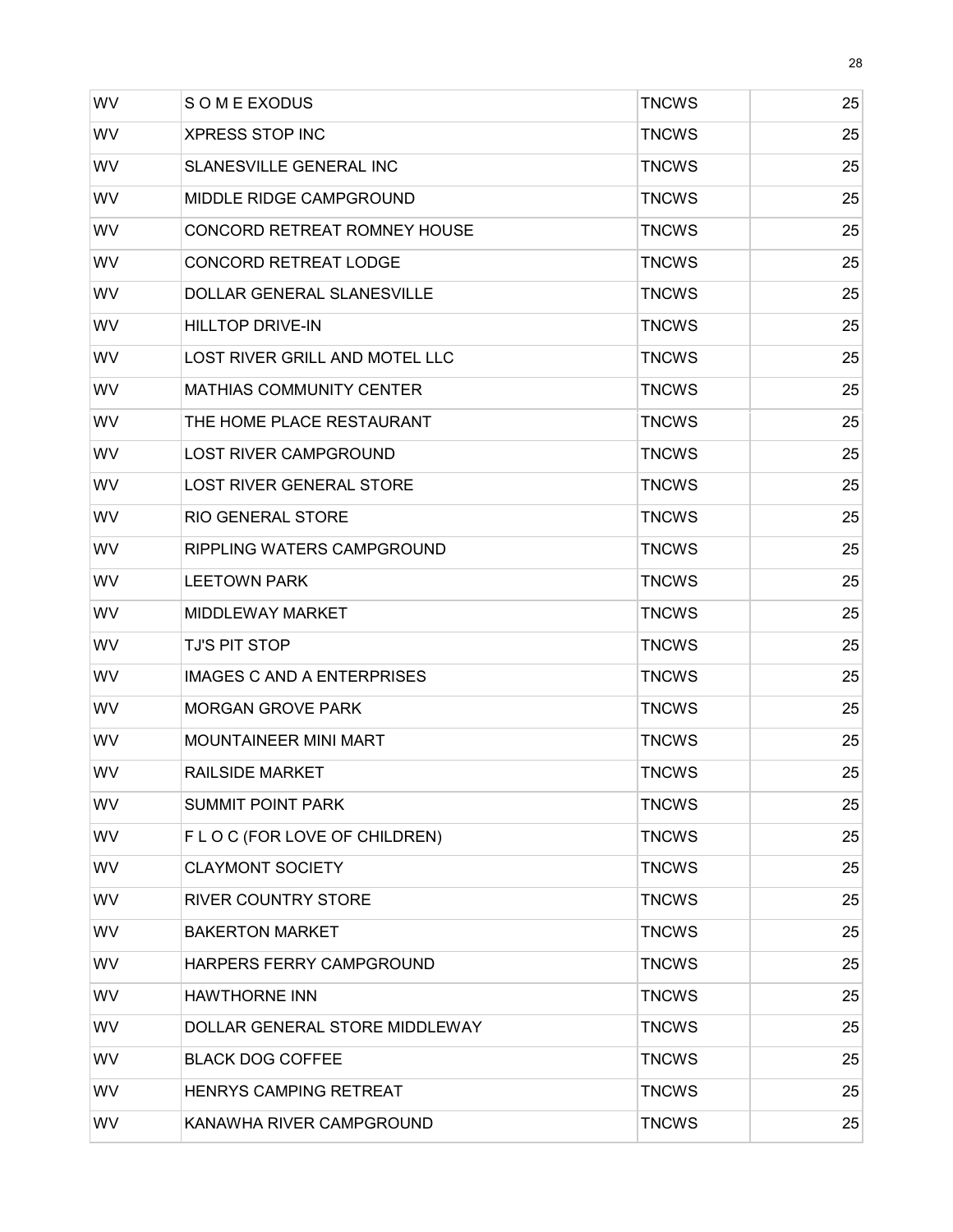| | | | |
|---|---|---|---|
| WV | S O M E EXODUS | TNCWS | 25 |
| WV | XPRESS STOP INC | TNCWS | 25 |
| WV | SLANESVILLE GENERAL INC | TNCWS | 25 |
| WV | MIDDLE RIDGE CAMPGROUND | TNCWS | 25 |
| WV | CONCORD RETREAT ROMNEY HOUSE | TNCWS | 25 |
| WV | CONCORD RETREAT LODGE | TNCWS | 25 |
| WV | DOLLAR GENERAL SLANESVILLE | TNCWS | 25 |
| WV | HILLTOP DRIVE-IN | TNCWS | 25 |
| WV | LOST RIVER GRILL AND MOTEL LLC | TNCWS | 25 |
| WV | MATHIAS COMMUNITY CENTER | TNCWS | 25 |
| WV | THE HOME PLACE RESTAURANT | TNCWS | 25 |
| WV | LOST RIVER CAMPGROUND | TNCWS | 25 |
| WV | LOST RIVER GENERAL STORE | TNCWS | 25 |
| WV | RIO GENERAL STORE | TNCWS | 25 |
| WV | RIPPLING WATERS CAMPGROUND | TNCWS | 25 |
| WV | LEETOWN PARK | TNCWS | 25 |
| WV | MIDDLEWAY MARKET | TNCWS | 25 |
| WV | TJ'S PIT STOP | TNCWS | 25 |
| WV | IMAGES C AND A ENTERPRISES | TNCWS | 25 |
| WV | MORGAN GROVE PARK | TNCWS | 25 |
| WV | MOUNTAINEER MINI MART | TNCWS | 25 |
| WV | RAILSIDE MARKET | TNCWS | 25 |
| WV | SUMMIT POINT PARK | TNCWS | 25 |
| WV | F L O C (FOR LOVE OF CHILDREN) | TNCWS | 25 |
| WV | CLAYMONT SOCIETY | TNCWS | 25 |
| WV | RIVER COUNTRY STORE | TNCWS | 25 |
| WV | BAKERTON MARKET | TNCWS | 25 |
| WV | HARPERS FERRY CAMPGROUND | TNCWS | 25 |
| WV | HAWTHORNE INN | TNCWS | 25 |
| WV | DOLLAR GENERAL STORE MIDDLEWAY | TNCWS | 25 |
| WV | BLACK DOG COFFEE | TNCWS | 25 |
| WV | HENRYS CAMPING RETREAT | TNCWS | 25 |
| WV | KANAWHA RIVER CAMPGROUND | TNCWS | 25 |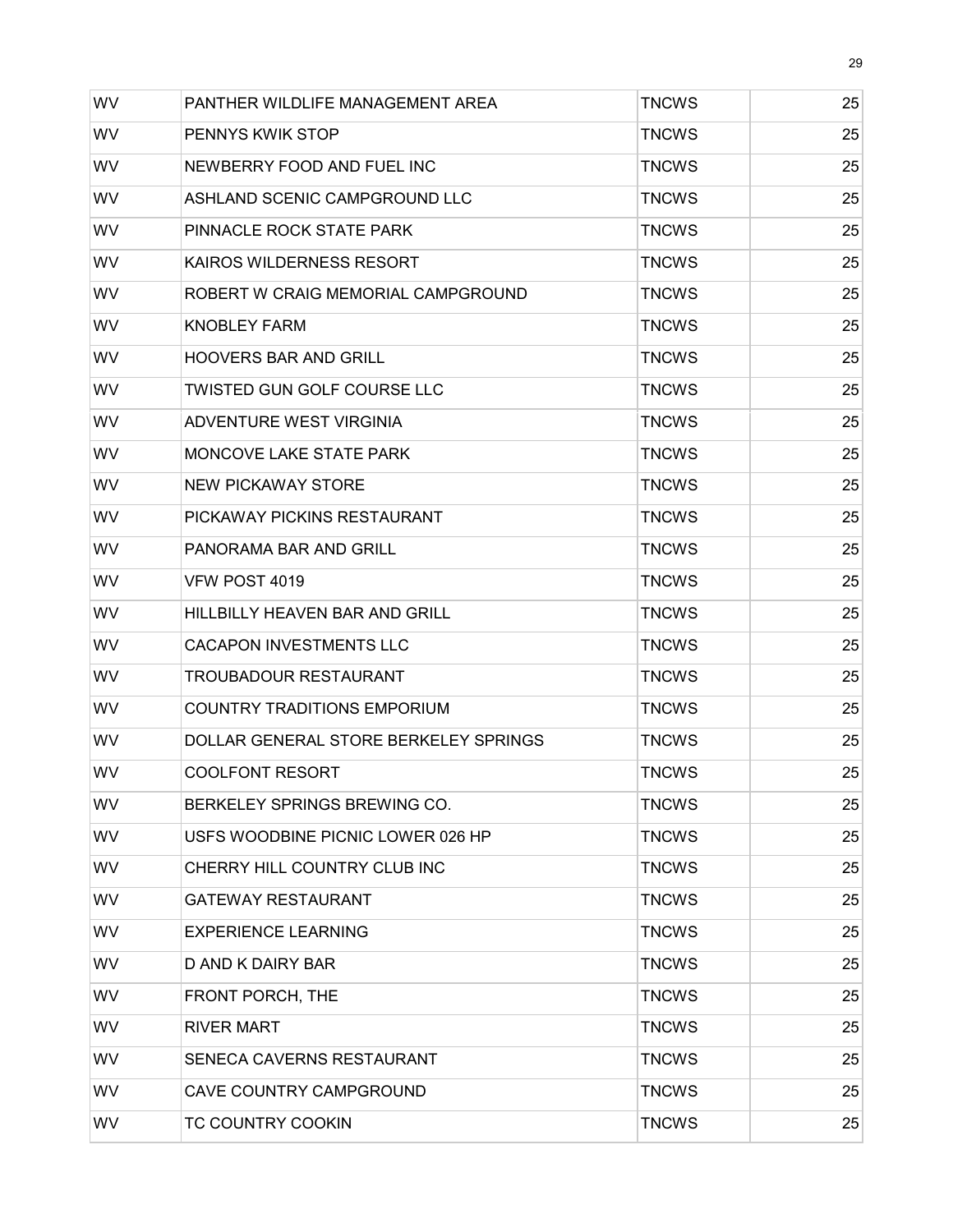| | | | |
|---|---|---|---|
| WV | PANTHER WILDLIFE MANAGEMENT AREA | TNCWS | 25 |
| WV | PENNYS KWIK STOP | TNCWS | 25 |
| WV | NEWBERRY FOOD AND FUEL INC | TNCWS | 25 |
| WV | ASHLAND SCENIC CAMPGROUND LLC | TNCWS | 25 |
| WV | PINNACLE ROCK STATE PARK | TNCWS | 25 |
| WV | KAIROS WILDERNESS RESORT | TNCWS | 25 |
| WV | ROBERT W CRAIG MEMORIAL CAMPGROUND | TNCWS | 25 |
| WV | KNOBLEY FARM | TNCWS | 25 |
| WV | HOOVERS BAR AND GRILL | TNCWS | 25 |
| WV | TWISTED GUN GOLF COURSE LLC | TNCWS | 25 |
| WV | ADVENTURE WEST VIRGINIA | TNCWS | 25 |
| WV | MONCOVE LAKE STATE PARK | TNCWS | 25 |
| WV | NEW PICKAWAY STORE | TNCWS | 25 |
| WV | PICKAWAY PICKINS RESTAURANT | TNCWS | 25 |
| WV | PANORAMA BAR AND GRILL | TNCWS | 25 |
| WV | VFW POST 4019 | TNCWS | 25 |
| WV | HILLBILLY HEAVEN BAR AND GRILL | TNCWS | 25 |
| WV | CACAPON INVESTMENTS LLC | TNCWS | 25 |
| WV | TROUBADOUR RESTAURANT | TNCWS | 25 |
| WV | COUNTRY TRADITIONS EMPORIUM | TNCWS | 25 |
| WV | DOLLAR GENERAL STORE BERKELEY SPRINGS | TNCWS | 25 |
| WV | COOLFONT RESORT | TNCWS | 25 |
| WV | BERKELEY SPRINGS BREWING CO. | TNCWS | 25 |
| WV | USFS WOODBINE PICNIC LOWER 026 HP | TNCWS | 25 |
| WV | CHERRY HILL COUNTRY CLUB INC | TNCWS | 25 |
| WV | GATEWAY RESTAURANT | TNCWS | 25 |
| WV | EXPERIENCE LEARNING | TNCWS | 25 |
| WV | D AND K DAIRY BAR | TNCWS | 25 |
| WV | FRONT PORCH, THE | TNCWS | 25 |
| WV | RIVER MART | TNCWS | 25 |
| WV | SENECA CAVERNS RESTAURANT | TNCWS | 25 |
| WV | CAVE COUNTRY CAMPGROUND | TNCWS | 25 |
| WV | TC COUNTRY COOKIN | TNCWS | 25 |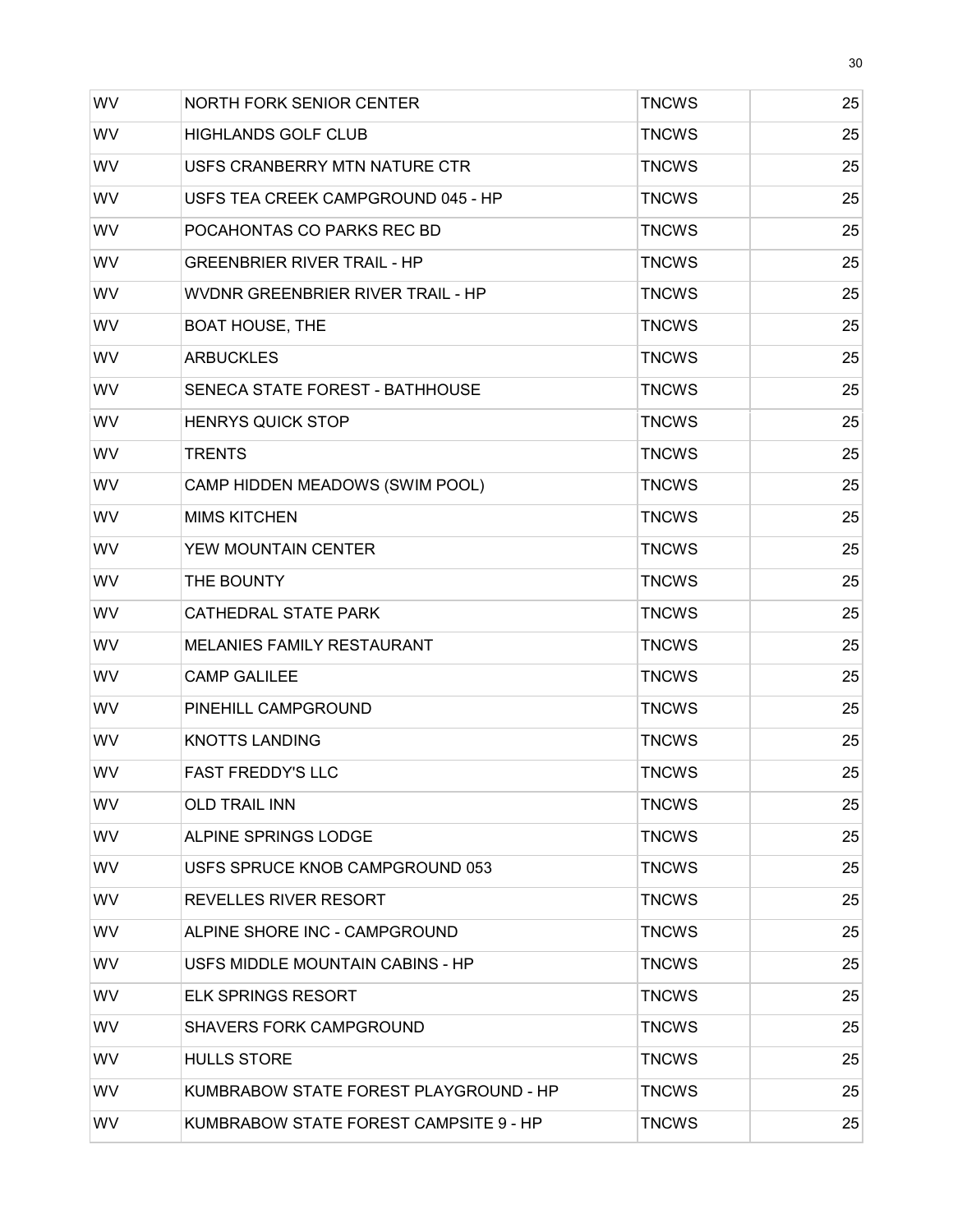| | | | |
|---|---|---|---|
| WV | NORTH FORK SENIOR CENTER | TNCWS | 25 |
| WV | HIGHLANDS GOLF CLUB | TNCWS | 25 |
| WV | USFS CRANBERRY MTN NATURE CTR | TNCWS | 25 |
| WV | USFS TEA CREEK CAMPGROUND 045 - HP | TNCWS | 25 |
| WV | POCAHONTAS CO PARKS REC BD | TNCWS | 25 |
| WV | GREENBRIER RIVER TRAIL - HP | TNCWS | 25 |
| WV | WVDNR GREENBRIER RIVER TRAIL - HP | TNCWS | 25 |
| WV | BOAT HOUSE, THE | TNCWS | 25 |
| WV | ARBUCKLES | TNCWS | 25 |
| WV | SENECA STATE FOREST - BATHHOUSE | TNCWS | 25 |
| WV | HENRYS QUICK STOP | TNCWS | 25 |
| WV | TRENTS | TNCWS | 25 |
| WV | CAMP HIDDEN MEADOWS (SWIM POOL) | TNCWS | 25 |
| WV | MIMS KITCHEN | TNCWS | 25 |
| WV | YEW MOUNTAIN CENTER | TNCWS | 25 |
| WV | THE BOUNTY | TNCWS | 25 |
| WV | CATHEDRAL STATE PARK | TNCWS | 25 |
| WV | MELANIES FAMILY RESTAURANT | TNCWS | 25 |
| WV | CAMP GALILEE | TNCWS | 25 |
| WV | PINEHILL CAMPGROUND | TNCWS | 25 |
| WV | KNOTTS LANDING | TNCWS | 25 |
| WV | FAST FREDDY'S LLC | TNCWS | 25 |
| WV | OLD TRAIL INN | TNCWS | 25 |
| WV | ALPINE SPRINGS LODGE | TNCWS | 25 |
| WV | USFS SPRUCE KNOB CAMPGROUND 053 | TNCWS | 25 |
| WV | REVELLES RIVER RESORT | TNCWS | 25 |
| WV | ALPINE SHORE INC - CAMPGROUND | TNCWS | 25 |
| WV | USFS MIDDLE MOUNTAIN CABINS - HP | TNCWS | 25 |
| WV | ELK SPRINGS RESORT | TNCWS | 25 |
| WV | SHAVERS FORK CAMPGROUND | TNCWS | 25 |
| WV | HULLS STORE | TNCWS | 25 |
| WV | KUMBRABOW STATE FOREST PLAYGROUND - HP | TNCWS | 25 |
| WV | KUMBRABOW STATE FOREST CAMPSITE 9 - HP | TNCWS | 25 |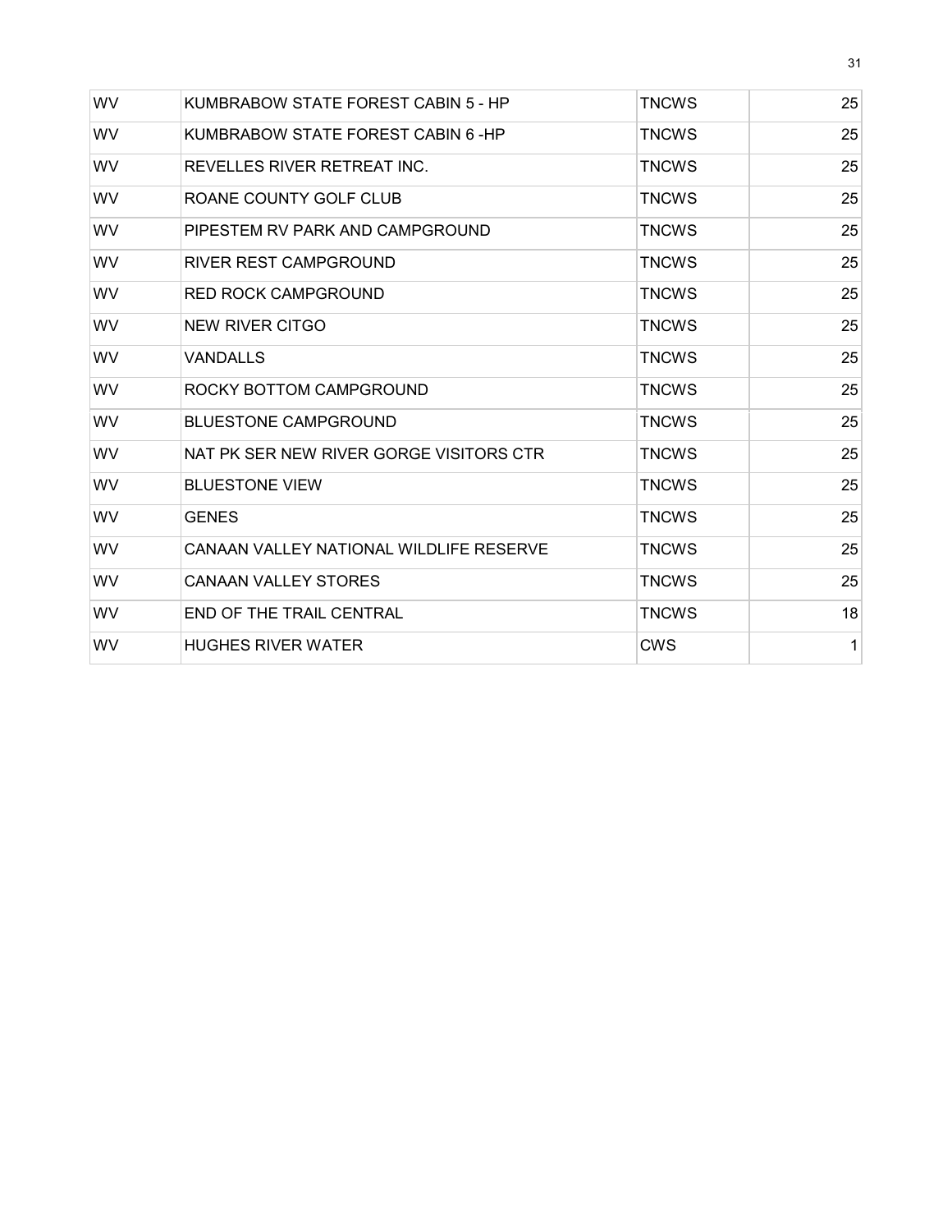| | | | |
|---|---|---|---|
| WV | KUMBRABOW STATE FOREST CABIN 5 - HP | TNCWS | 25 |
| WV | KUMBRABOW STATE FOREST CABIN 6 -HP | TNCWS | 25 |
| WV | REVELLES RIVER RETREAT INC. | TNCWS | 25 |
| WV | ROANE COUNTY GOLF CLUB | TNCWS | 25 |
| WV | PIPESTEM RV PARK AND CAMPGROUND | TNCWS | 25 |
| WV | RIVER REST CAMPGROUND | TNCWS | 25 |
| WV | RED ROCK CAMPGROUND | TNCWS | 25 |
| WV | NEW RIVER CITGO | TNCWS | 25 |
| WV | VANDALLS | TNCWS | 25 |
| WV | ROCKY BOTTOM CAMPGROUND | TNCWS | 25 |
| WV | BLUESTONE CAMPGROUND | TNCWS | 25 |
| WV | NAT PK SER NEW RIVER GORGE VISITORS CTR | TNCWS | 25 |
| WV | BLUESTONE VIEW | TNCWS | 25 |
| WV | GENES | TNCWS | 25 |
| WV | CANAAN VALLEY NATIONAL WILDLIFE RESERVE | TNCWS | 25 |
| WV | CANAAN VALLEY STORES | TNCWS | 25 |
| WV | END OF THE TRAIL CENTRAL | TNCWS | 18 |
| WV | HUGHES RIVER WATER | CWS | 1 |